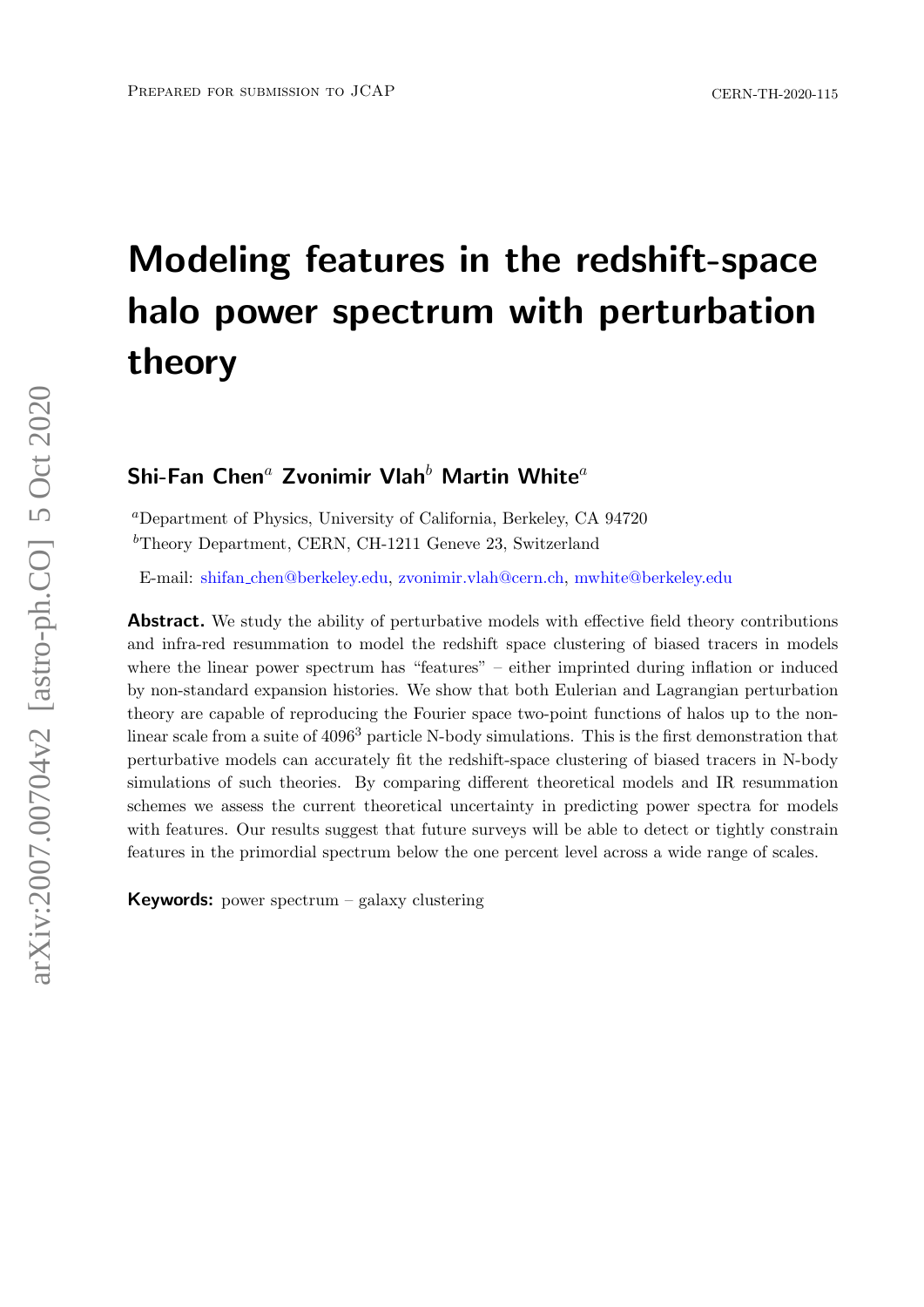Prepared for submission to JCAP

CERN-TH-2020-115

# Modeling features in the redshift-space halo power spectrum with perturbation theory

**Shi-Fan Chen**[a] **Zvonimir Vlah**[b] **Martin White**[a]

[a]Department of Physics, University of California, Berkeley, CA 94720

[b]Theory Department, CERN, CH-1211 Geneve 23, Switzerland

E-mail: shifan_chen@berkeley.edu, zvonimir.vlah@cern.ch, mwhite@berkeley.edu

**Abstract.** We study the ability of perturbative models with effective field theory contributions and infra-red resummation to model the redshift space clustering of biased tracers in models where the linear power spectrum has "features" – either imprinted during inflation or induced by non-standard expansion histories. We show that both Eulerian and Lagrangian perturbation theory are capable of reproducing the Fourier space two-point functions of halos up to the non-linear scale from a suite of $4096^3$ particle N-body simulations. This is the first demonstration that perturbative models can accurately fit the redshift-space clustering of biased tracers in N-body simulations of such theories. By comparing different theoretical models and IR resummation schemes we assess the current theoretical uncertainty in predicting power spectra for models with features. Our results suggest that future surveys will be able to detect or tightly constrain features in the primordial spectrum below the one percent level across a wide range of scales.

**Keywords:** power spectrum – galaxy clustering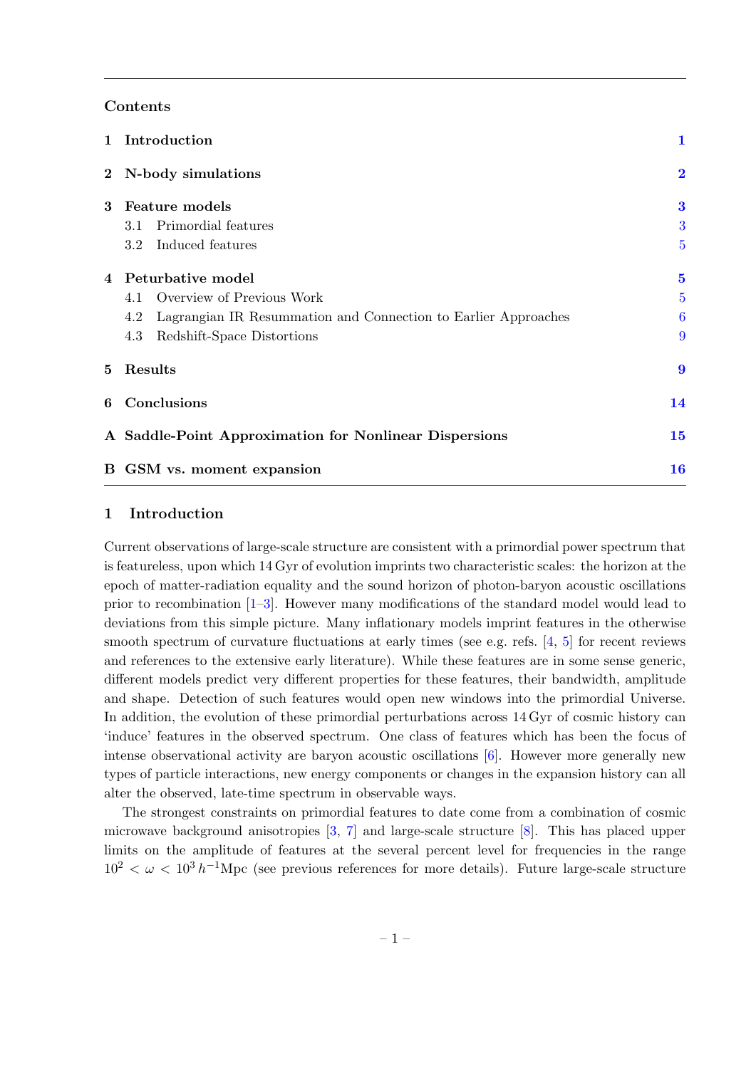## Contents

| | |
|---|---|
| **1 Introduction** | **1** |
| **2 N-body simulations** | **2** |
| **3 Feature models** | **3** |
| 3.1 Primordial features | 3 |
| 3.2 Induced features | 5 |
| **4 Peturbative model** | **5** |
| 4.1 Overview of Previous Work | 5 |
| 4.2 Lagrangian IR Resummation and Connection to Earlier Approaches | 6 |
| 4.3 Redshift-Space Distortions | 9 |
| **5 Results** | **9** |
| **6 Conclusions** | **14** |
| **A Saddle-Point Approximation for Nonlinear Dispersions** | **15** |
| **B GSM vs. moment expansion** | **16** |

## 1 Introduction

Current observations of large-scale structure are consistent with a primordial power spectrum that is featureless, upon which 14 Gyr of evolution imprints two characteristic scales: the horizon at the epoch of matter-radiation equality and the sound horizon of photon-baryon acoustic oscillations prior to recombination [1–3]. However many modifications of the standard model would lead to deviations from this simple picture. Many inflationary models imprint features in the otherwise smooth spectrum of curvature fluctuations at early times (see e.g. refs. [4, 5] for recent reviews and references to the extensive early literature). While these features are in some sense generic, different models predict very different properties for these features, their bandwidth, amplitude and shape. Detection of such features would open new windows into the primordial Universe. In addition, the evolution of these primordial perturbations across 14 Gyr of cosmic history can 'induce' features in the observed spectrum. One class of features which has been the focus of intense observational activity are baryon acoustic oscillations [6]. However more generally new types of particle interactions, new energy components or changes in the expansion history can all alter the observed, late-time spectrum in observable ways.

The strongest constraints on primordial features to date come from a combination of cosmic microwave background anisotropies [3, 7] and large-scale structure [8]. This has placed upper limits on the amplitude of features at the several percent level for frequencies in the range $10^2 < \omega < 10^3\, h^{-1}$Mpc (see previous references for more details). Future large-scale structure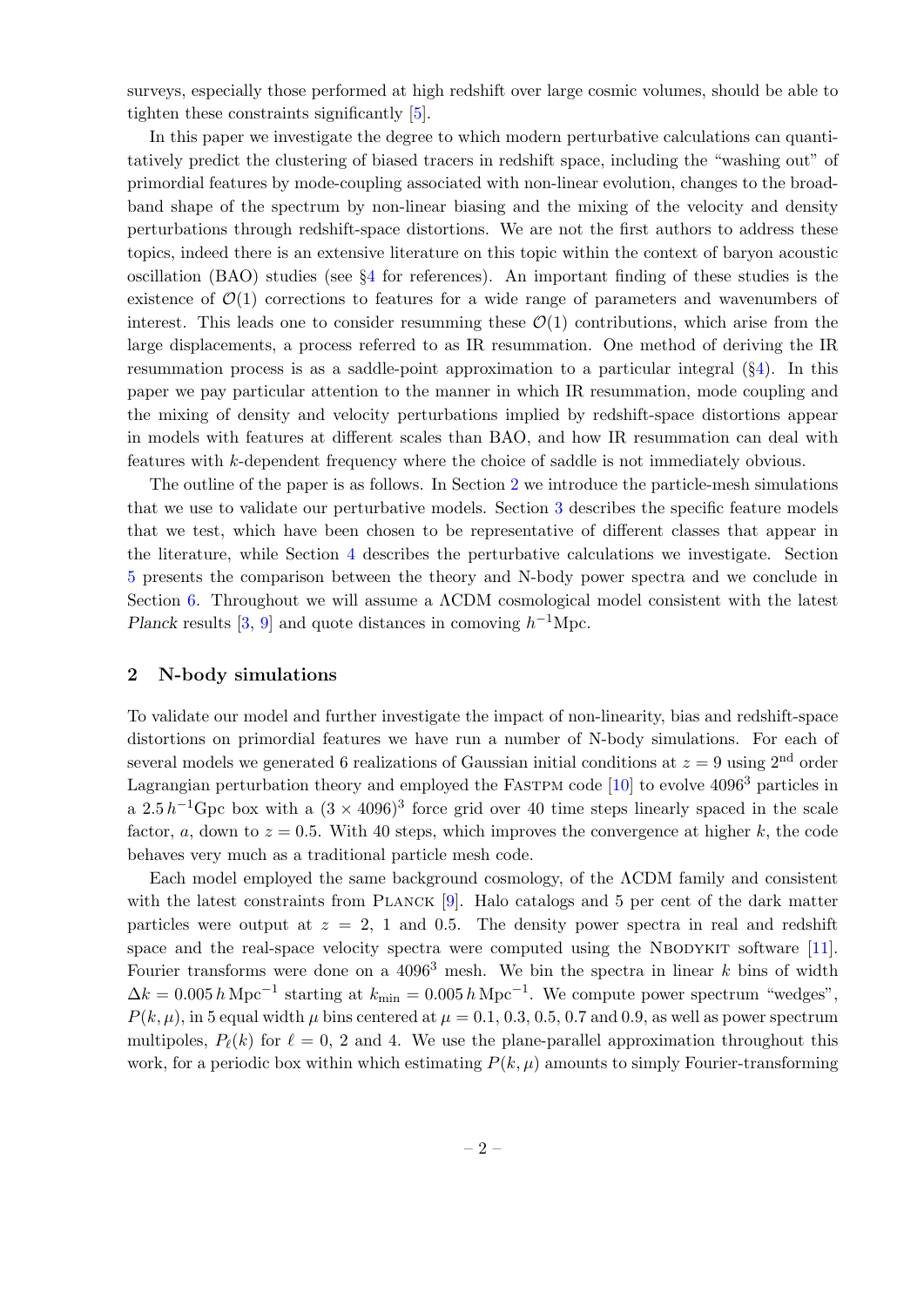surveys, especially those performed at high redshift over large cosmic volumes, should be able to tighten these constraints significantly [5].

In this paper we investigate the degree to which modern perturbative calculations can quantitatively predict the clustering of biased tracers in redshift space, including the "washing out" of primordial features by mode-coupling associated with non-linear evolution, changes to the broad-band shape of the spectrum by non-linear biasing and the mixing of the velocity and density perturbations through redshift-space distortions. We are not the first authors to address these topics, indeed there is an extensive literature on this topic within the context of baryon acoustic oscillation (BAO) studies (see §4 for references). An important finding of these studies is the existence of $\mathcal{O}(1)$ corrections to features for a wide range of parameters and wavenumbers of interest. This leads one to consider resumming these $\mathcal{O}(1)$ contributions, which arise from the large displacements, a process referred to as IR resummation. One method of deriving the IR resummation process is as a saddle-point approximation to a particular integral (§4). In this paper we pay particular attention to the manner in which IR resummation, mode coupling and the mixing of density and velocity perturbations implied by redshift-space distortions appear in models with features at different scales than BAO, and how IR resummation can deal with features with $k$-dependent frequency where the choice of saddle is not immediately obvious.

The outline of the paper is as follows. In Section 2 we introduce the particle-mesh simulations that we use to validate our perturbative models. Section 3 describes the specific feature models that we test, which have been chosen to be representative of different classes that appear in the literature, while Section 4 describes the perturbative calculations we investigate. Section 5 presents the comparison between the theory and N-body power spectra and we conclude in Section 6. Throughout we will assume a ΛCDM cosmological model consistent with the latest *Planck* results [3, 9] and quote distances in comoving $h^{-1}$Mpc.

## 2 N-body simulations

To validate our model and further investigate the impact of non-linearity, bias and redshift-space distortions on primordial features we have run a number of N-body simulations. For each of several models we generated 6 realizations of Gaussian initial conditions at $z = 9$ using 2[nd] order Lagrangian perturbation theory and employed the FastPM code [10] to evolve $4096^3$ particles in a $2.5\,h^{-1}$Gpc box with a $(3 \times 4096)^3$ force grid over 40 time steps linearly spaced in the scale factor, $a$, down to $z = 0.5$. With 40 steps, which improves the convergence at higher $k$, the code behaves very much as a traditional particle mesh code.

Each model employed the same background cosmology, of the ΛCDM family and consistent with the latest constraints from Planck [9]. Halo catalogs and 5 per cent of the dark matter particles were output at $z = 2$, 1 and 0.5. The density power spectra in real and redshift space and the real-space velocity spectra were computed using the NbodyKit software [11]. Fourier transforms were done on a $4096^3$ mesh. We bin the spectra in linear $k$ bins of width $\Delta k = 0.005\,h\,\mathrm{Mpc}^{-1}$ starting at $k_{\rm min} = 0.005\,h\,\mathrm{Mpc}^{-1}$. We compute power spectrum "wedges", $P(k, \mu)$, in 5 equal width $\mu$ bins centered at $\mu = 0.1$, 0.3, 0.5, 0.7 and 0.9, as well as power spectrum multipoles, $P_\ell(k)$ for $\ell = 0$, 2 and 4. We use the plane-parallel approximation throughout this work, for a periodic box within which estimating $P(k, \mu)$ amounts to simply Fourier-transforming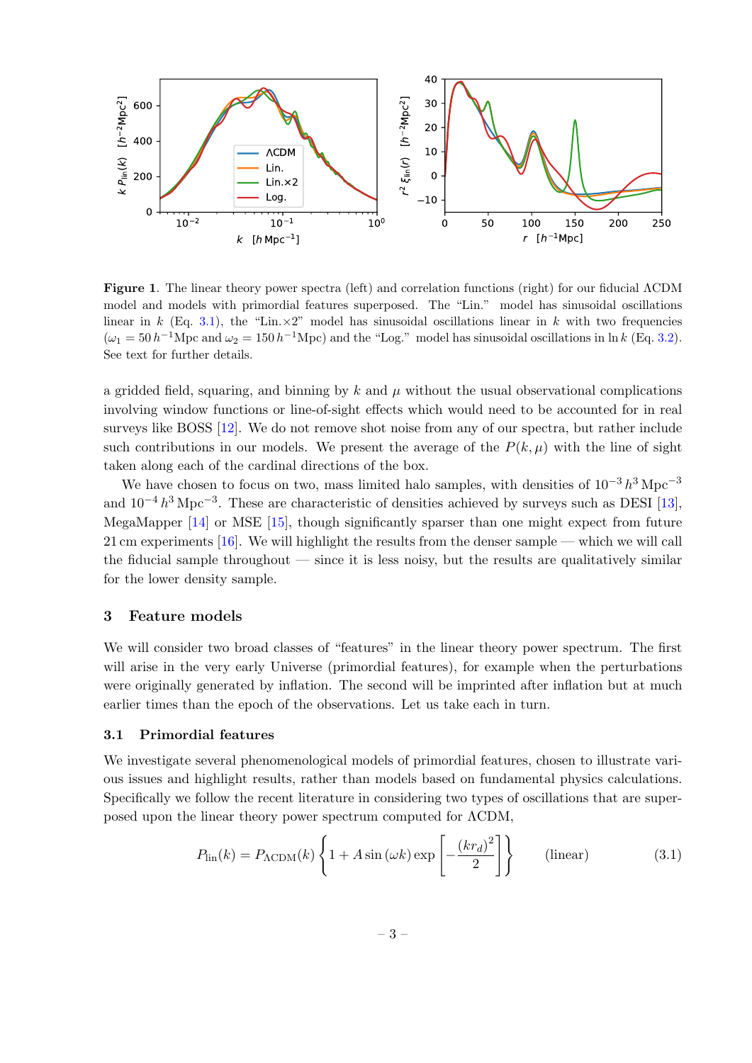**Figure 1**. The linear theory power spectra (left) and correlation functions (right) for our fiducial ΛCDM model and models with primordial features superposed. The "Lin." model has sinusoidal oscillations linear in $k$ (Eq. 3.1), the "Lin.×2" model has sinusoidal oscillations linear in $k$ with two frequencies ($\omega_1 = 50\,h^{-1}$Mpc and $\omega_2 = 150\,h^{-1}$Mpc) and the "Log." model has sinusoidal oscillations in $\ln k$ (Eq. 3.2). See text for further details.

a gridded field, squaring, and binning by $k$ and $\mu$ without the usual observational complications involving window functions or line-of-sight effects which would need to be accounted for in real surveys like BOSS [12]. We do not remove shot noise from any of our spectra, but rather include such contributions in our models. We present the average of the $P(k,\mu)$ with the line of sight taken along each of the cardinal directions of the box.

We have chosen to focus on two, mass limited halo samples, with densities of $10^{-3}\,h^3\,\mathrm{Mpc}^{-3}$ and $10^{-4}\,h^3\,\mathrm{Mpc}^{-3}$. These are characteristic of densities achieved by surveys such as DESI [13], MegaMapper [14] or MSE [15], though significantly sparser than one might expect from future 21 cm experiments [16]. We will highlight the results from the denser sample — which we will call the fiducial sample throughout — since it is less noisy, but the results are qualitatively similar for the lower density sample.

## 3 Feature models

We will consider two broad classes of "features" in the linear theory power spectrum. The first will arise in the very early Universe (primordial features), for example when the perturbations were originally generated by inflation. The second will be imprinted after inflation but at much earlier times than the epoch of the observations. Let us take each in turn.

### 3.1 Primordial features

We investigate several phenomenological models of primordial features, chosen to illustrate various issues and highlight results, rather than models based on fundamental physics calculations. Specifically we follow the recent literature in considering two types of oscillations that are superposed upon the linear theory power spectrum computed for ΛCDM,

$$P_{\rm lin}(k) = P_{\Lambda{\rm CDM}}(k)\left\{1 + A\sin(\omega k)\exp\left[-\frac{(kr_d)^2}{2}\right]\right\} \qquad \text{(linear)} \tag{3.1}$$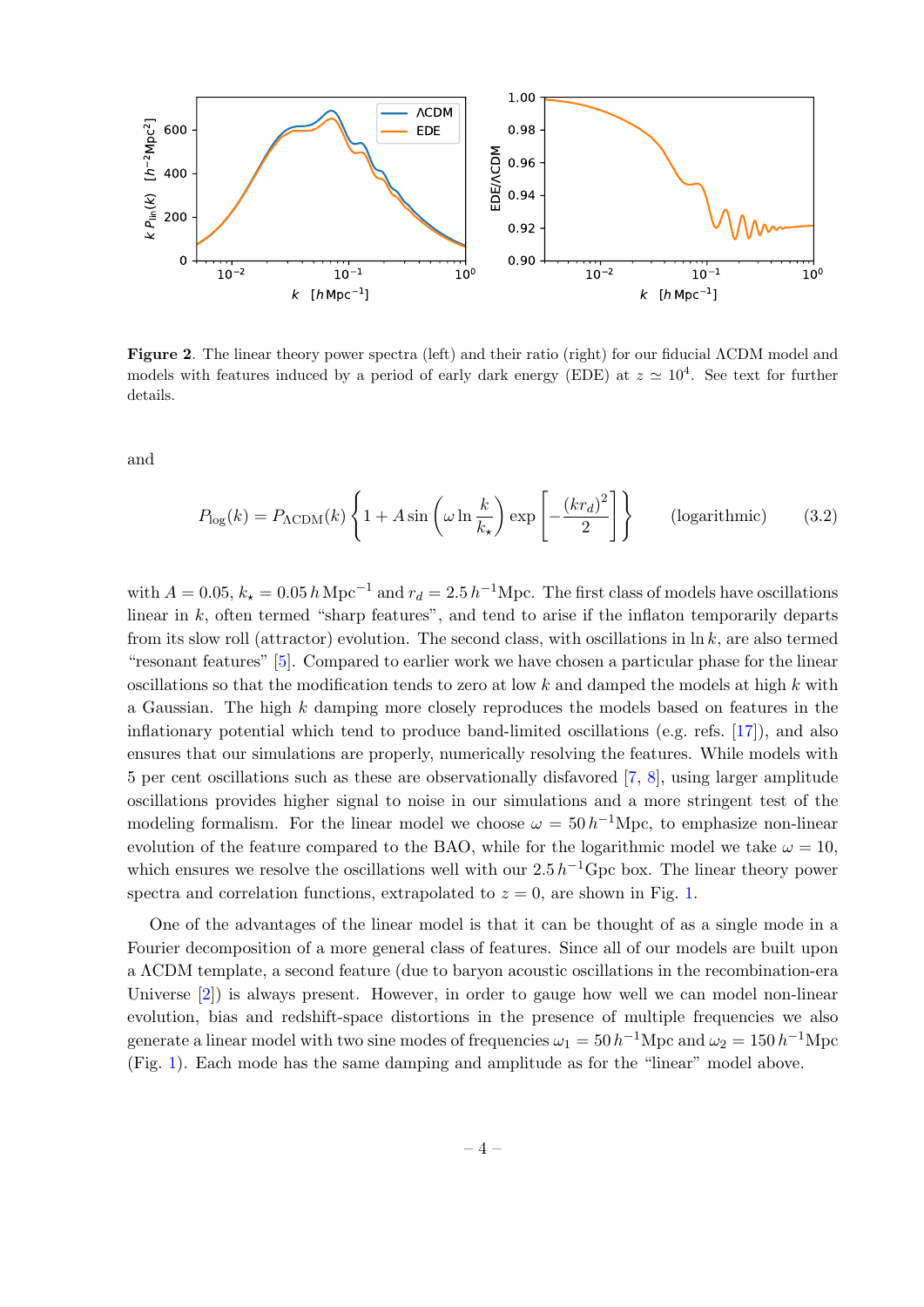**Figure 2**. The linear theory power spectra (left) and their ratio (right) for our fiducial ΛCDM model and models with features induced by a period of early dark energy (EDE) at $z \simeq 10^4$. See text for further details.

and

$$P_{\log}(k) = P_{\Lambda\mathrm{CDM}}(k)\left\{1 + A\sin\left(\omega\ln\frac{k}{k_\star}\right)\exp\left[-\frac{(kr_d)^2}{2}\right]\right\} \qquad \text{(logarithmic)} \tag{3.2}$$

with $A = 0.05$, $k_\star = 0.05\,h\,\mathrm{Mpc}^{-1}$ and $r_d = 2.5\,h^{-1}\mathrm{Mpc}$. The first class of models have oscillations linear in $k$, often termed "sharp features", and tend to arise if the inflaton temporarily departs from its slow roll (attractor) evolution. The second class, with oscillations in $\ln k$, are also termed "resonant features" [5]. Compared to earlier work we have chosen a particular phase for the linear oscillations so that the modification tends to zero at low $k$ and damped the models at high $k$ with a Gaussian. The high $k$ damping more closely reproduces the models based on features in the inflationary potential which tend to produce band-limited oscillations (e.g. refs. [17]), and also ensures that our simulations are properly, numerically resolving the features. While models with 5 per cent oscillations such as these are observationally disfavored [7, 8], using larger amplitude oscillations provides higher signal to noise in our simulations and a more stringent test of the modeling formalism. For the linear model we choose $\omega = 50\,h^{-1}\mathrm{Mpc}$, to emphasize non-linear evolution of the feature compared to the BAO, while for the logarithmic model we take $\omega = 10$, which ensures we resolve the oscillations well with our $2.5\,h^{-1}\mathrm{Gpc}$ box. The linear theory power spectra and correlation functions, extrapolated to $z = 0$, are shown in Fig. 1.

One of the advantages of the linear model is that it can be thought of as a single mode in a Fourier decomposition of a more general class of features. Since all of our models are built upon a ΛCDM template, a second feature (due to baryon acoustic oscillations in the recombination-era Universe [2]) is always present. However, in order to gauge how well we can model non-linear evolution, bias and redshift-space distortions in the presence of multiple frequencies we also generate a linear model with two sine modes of frequencies $\omega_1 = 50\,h^{-1}\mathrm{Mpc}$ and $\omega_2 = 150\,h^{-1}\mathrm{Mpc}$ (Fig. 1). Each mode has the same damping and amplitude as for the "linear" model above.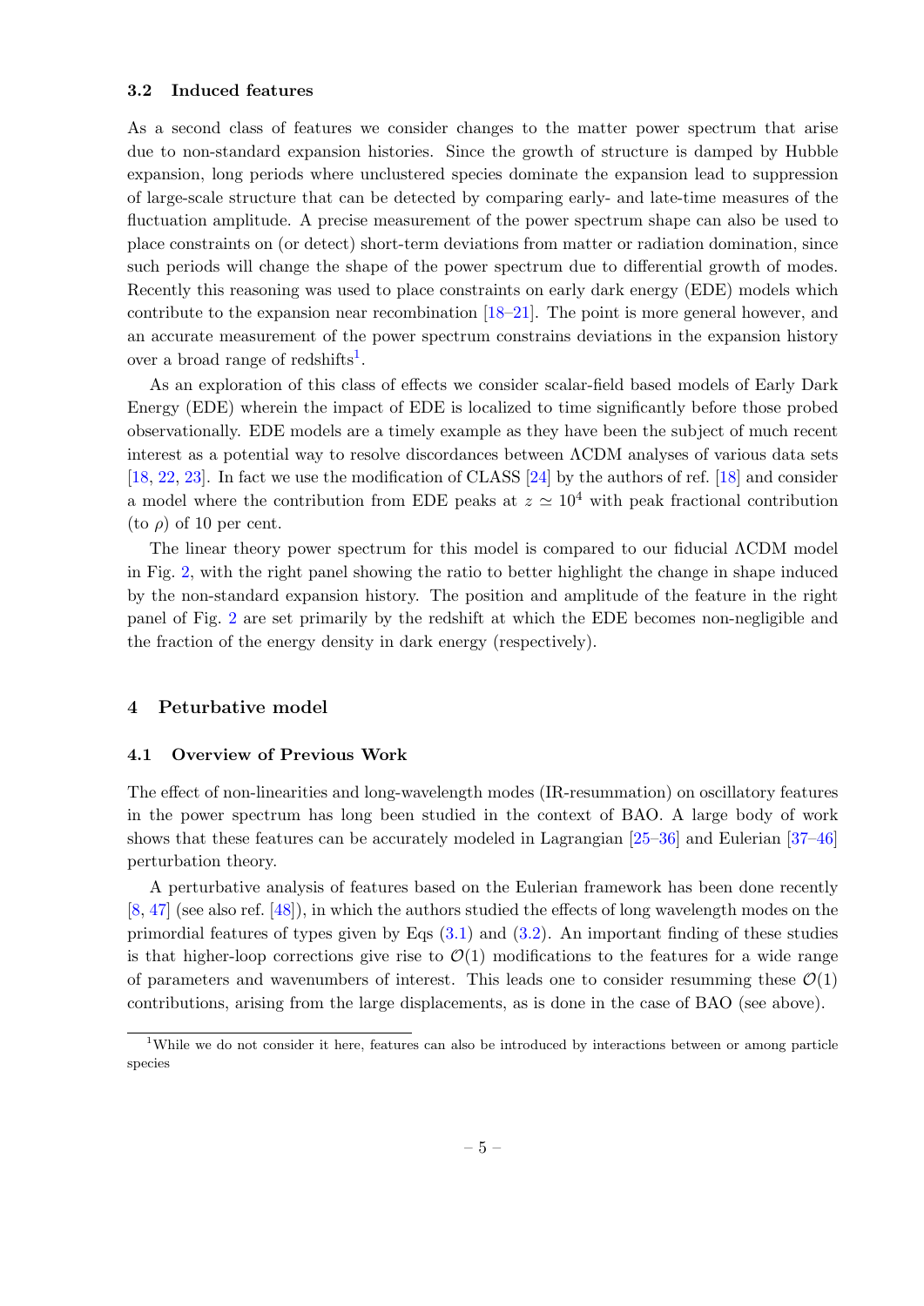### 3.2 Induced features

As a second class of features we consider changes to the matter power spectrum that arise due to non-standard expansion histories. Since the growth of structure is damped by Hubble expansion, long periods where unclustered species dominate the expansion lead to suppression of large-scale structure that can be detected by comparing early- and late-time measures of the fluctuation amplitude. A precise measurement of the power spectrum shape can also be used to place constraints on (or detect) short-term deviations from matter or radiation domination, since such periods will change the shape of the power spectrum due to differential growth of modes. Recently this reasoning was used to place constraints on early dark energy (EDE) models which contribute to the expansion near recombination [18–21]. The point is more general however, and an accurate measurement of the power spectrum constrains deviations in the expansion history over a broad range of redshifts[1].

As an exploration of this class of effects we consider scalar-field based models of Early Dark Energy (EDE) wherein the impact of EDE is localized to time significantly before those probed observationally. EDE models are a timely example as they have been the subject of much recent interest as a potential way to resolve discordances between ΛCDM analyses of various data sets [18, 22, 23]. In fact we use the modification of CLASS [24] by the authors of ref. [18] and consider a model where the contribution from EDE peaks at $z \simeq 10^4$ with peak fractional contribution (to $\rho$) of 10 per cent.

The linear theory power spectrum for this model is compared to our fiducial ΛCDM model in Fig. 2, with the right panel showing the ratio to better highlight the change in shape induced by the non-standard expansion history. The position and amplitude of the feature in the right panel of Fig. 2 are set primarily by the redshift at which the EDE becomes non-negligible and the fraction of the energy density in dark energy (respectively).

## 4 Peturbative model

### 4.1 Overview of Previous Work

The effect of non-linearities and long-wavelength modes (IR-resummation) on oscillatory features in the power spectrum has long been studied in the context of BAO. A large body of work shows that these features can be accurately modeled in Lagrangian [25–36] and Eulerian [37–46] perturbation theory.

A perturbative analysis of features based on the Eulerian framework has been done recently [8, 47] (see also ref. [48]), in which the authors studied the effects of long wavelength modes on the primordial features of types given by Eqs (3.1) and (3.2). An important finding of these studies is that higher-loop corrections give rise to $\mathcal{O}(1)$ modifications to the features for a wide range of parameters and wavenumbers of interest. This leads one to consider resumming these $\mathcal{O}(1)$ contributions, arising from the large displacements, as is done in the case of BAO (see above).

[1] While we do not consider it here, features can also be introduced by interactions between or among particle species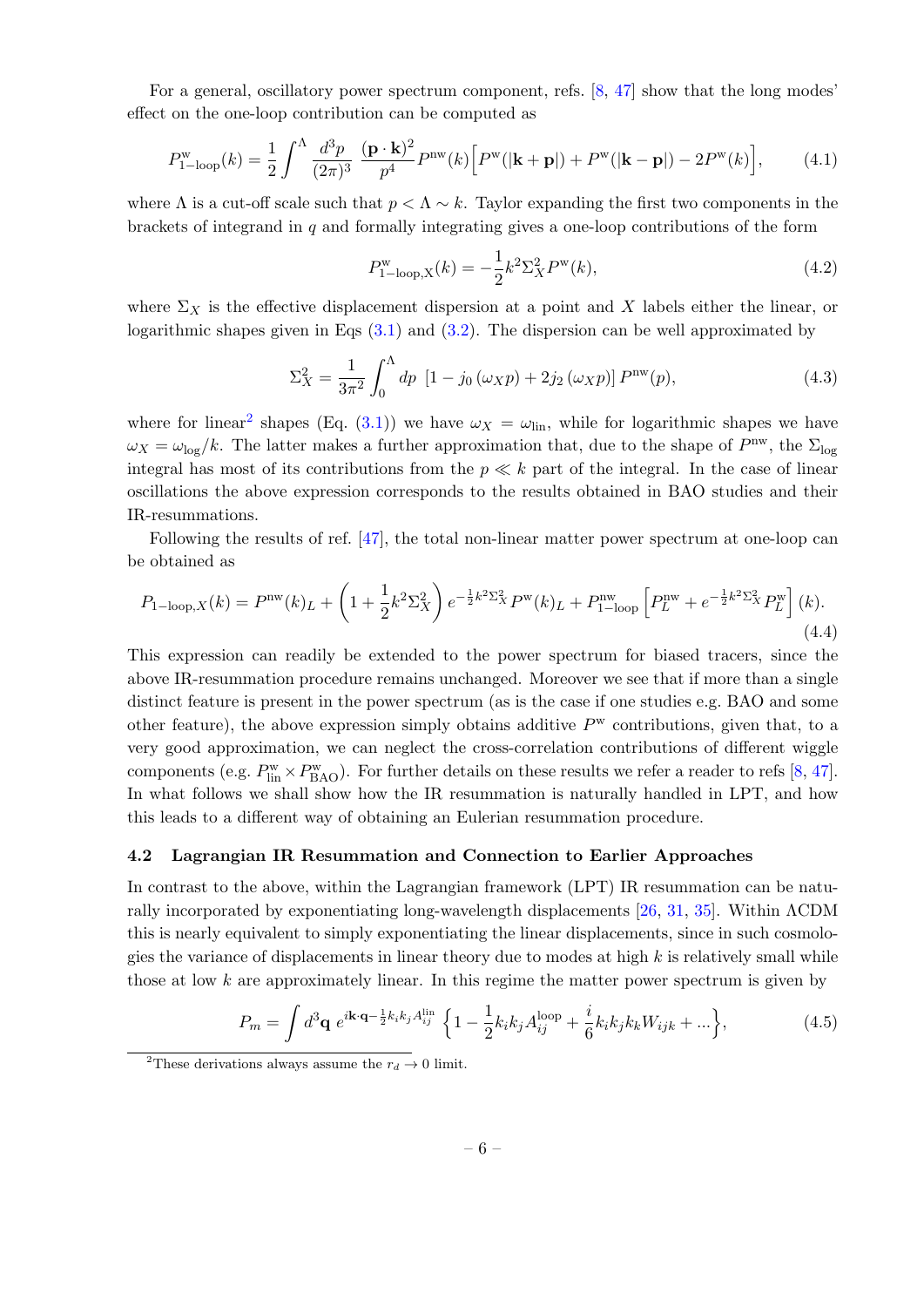For a general, oscillatory power spectrum component, refs. [8, 47] show that the long modes' effect on the one-loop contribution can be computed as

$$P^{\rm w}_{\rm 1-loop}(k) = \frac{1}{2}\int^{\Lambda} \frac{d^3p}{(2\pi)^3}\, \frac{(\mathbf{p}\cdot\mathbf{k})^2}{p^4} P^{\rm nw}(k)\Big[P^{\rm w}(|\mathbf{k}+\mathbf{p}|) + P^{\rm w}(|\mathbf{k}-\mathbf{p}|) - 2P^{\rm w}(k)\Big], \tag{4.1}$$

where $\Lambda$ is a cut-off scale such that $p < \Lambda \sim k$. Taylor expanding the first two components in the brackets of integrand in $q$ and formally integrating gives a one-loop contributions of the form

$$P^{\rm w}_{\rm 1-loop,X}(k) = -\frac{1}{2}k^2\Sigma_X^2 P^{\rm w}(k), \tag{4.2}$$

where $\Sigma_X$ is the effective displacement dispersion at a point and $X$ labels either the linear, or logarithmic shapes given in Eqs (3.1) and (3.2). The dispersion can be well approximated by

$$\Sigma_X^2 = \frac{1}{3\pi^2}\int_0^{\Lambda} dp\ \left[1 - j_0\left(\omega_X p\right) + 2j_2\left(\omega_X p\right)\right] P^{\rm nw}(p), \tag{4.3}$$

where for linear[2] shapes (Eq. (3.1)) we have $\omega_X = \omega_{\rm lin}$, while for logarithmic shapes we have $\omega_X = \omega_{\rm log}/k$. The latter makes a further approximation that, due to the shape of $P^{\rm nw}$, the $\Sigma_{\rm log}$ integral has most of its contributions from the $p \ll k$ part of the integral. In the case of linear oscillations the above expression corresponds to the results obtained in BAO studies and their IR-resummations.

Following the results of ref. [47], the total non-linear matter power spectrum at one-loop can be obtained as

$$P_{\rm 1-loop,X}(k) = P^{\rm nw}(k)_L + \left(1 + \frac{1}{2}k^2\Sigma_X^2\right) e^{-\frac{1}{2}k^2\Sigma_X^2} P^{\rm w}(k)_L + P^{\rm nw}_{\rm 1-loop}\left[P^{\rm nw}_L + e^{-\frac{1}{2}k^2\Sigma_X^2}P^{\rm w}_L\right](k). \tag{4.4}$$

This expression can readily be extended to the power spectrum for biased tracers, since the above IR-resummation procedure remains unchanged. Moreover we see that if more than a single distinct feature is present in the power spectrum (as is the case if one studies e.g. BAO and some other feature), the above expression simply obtains additive $P^{\rm w}$ contributions, given that, to a very good approximation, we can neglect the cross-correlation contributions of different wiggle components (e.g. $P^{\rm w}_{\rm lin} \times P^{\rm w}_{\rm BAO}$). For further details on these results we refer a reader to refs [8, 47]. In what follows we shall show how the IR resummation is naturally handled in LPT, and how this leads to a different way of obtaining an Eulerian resummation procedure.

### 4.2 Lagrangian IR Resummation and Connection to Earlier Approaches

In contrast to the above, within the Lagrangian framework (LPT) IR resummation can be naturally incorporated by exponentiating long-wavelength displacements [26, 31, 35]. Within ΛCDM this is nearly equivalent to simply exponentiating the linear displacements, since in such cosmologies the variance of displacements in linear theory due to modes at high $k$ is relatively small while those at low $k$ are approximately linear. In this regime the matter power spectrum is given by

$$P_m = \int d^3\mathbf{q}\ e^{i\mathbf{k}\cdot\mathbf{q} - \frac{1}{2}k_ik_jA^{\rm lin}_{ij}}\left\{1 - \frac{1}{2}k_ik_jA^{\rm loop}_{ij} + \frac{i}{6}k_ik_jk_kW_{ijk} + \ldots\right\}, \tag{4.5}$$

[2] These derivations always assume the $r_d \to 0$ limit.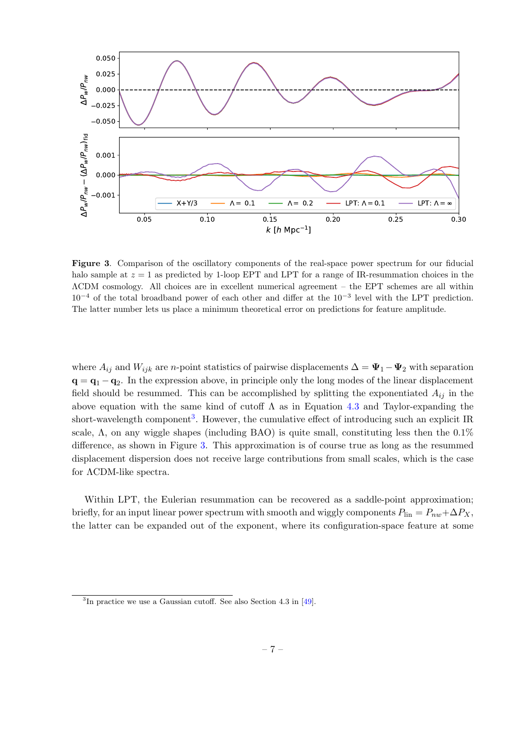**Figure 3**. Comparison of the oscillatory components of the real-space power spectrum for our fiducial halo sample at $z = 1$ as predicted by 1-loop EPT and LPT for a range of IR-resummation choices in the ΛCDM cosmology. All choices are in excellent numerical agreement – the EPT schemes are all within $10^{-4}$ of the total broadband power of each other and differ at the $10^{-3}$ level with the LPT prediction. The latter number lets us place a minimum theoretical error on predictions for feature amplitude.

where $A_{ij}$ and $W_{ijk}$ are $n$-point statistics of pairwise displacements $\Delta = \mathbf{\Psi}_1 - \mathbf{\Psi}_2$ with separation $\mathbf{q} = \mathbf{q}_1 - \mathbf{q}_2$. In the expression above, in principle only the long modes of the linear displacement field should be resummed. This can be accomplished by splitting the exponentiated $A_{ij}$ in the above equation with the same kind of cutoff $\Lambda$ as in Equation 4.3 and Taylor-expanding the short-wavelength component[3]. However, the cumulative effect of introducing such an explicit IR scale, $\Lambda$, on any wiggle shapes (including BAO) is quite small, constituting less then the 0.1% difference, as shown in Figure 3. This approximation is of course true as long as the resummed displacement dispersion does not receive large contributions from small scales, which is the case for ΛCDM-like spectra.

Within LPT, the Eulerian resummation can be recovered as a saddle-point approximation; briefly, for an input linear power spectrum with smooth and wiggly components $P_{\text{lin}} = P_{nw} + \Delta P_X$, the latter can be expanded out of the exponent, where its configuration-space feature at some

[3] In practice we use a Gaussian cutoff. See also Section 4.3 in [49].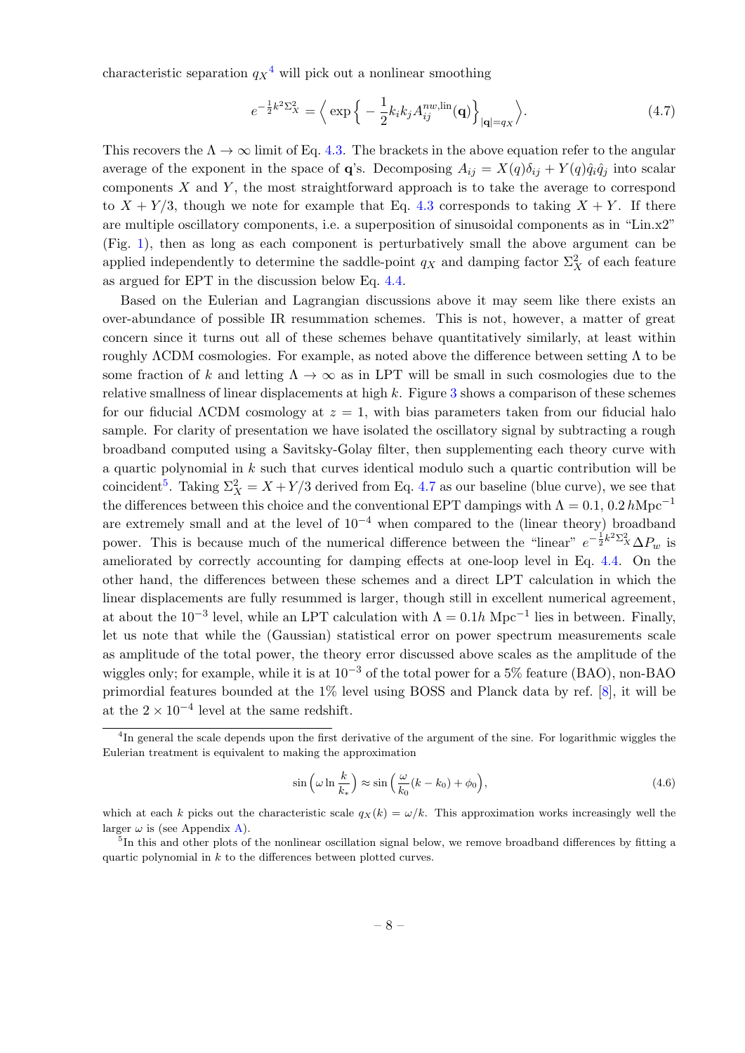characteristic separation $q_X$[4] will pick out a nonlinear smoothing

$$e^{-\frac{1}{2}k^2\Sigma_X^2} = \Big\langle \exp\Big\{ -\frac{1}{2}k_i k_j A_{ij}^{nw,\text{lin}}(\mathbf{q})\Big\}_{|\mathbf{q}|=q_X} \Big\rangle. \tag{4.7}$$

This recovers the $\Lambda \to \infty$ limit of Eq. 4.3. The brackets in the above equation refer to the angular average of the exponent in the space of $\mathbf{q}$'s. Decomposing $A_{ij} = X(q)\delta_{ij} + Y(q)\hat{q}_i\hat{q}_j$ into scalar components $X$ and $Y$, the most straightforward approach is to take the average to correspond to $X + Y/3$, though we note for example that Eq. 4.3 corresponds to taking $X + Y$. If there are multiple oscillatory components, i.e. a superposition of sinusoidal components as in "Lin.x2" (Fig. 1), then as long as each component is perturbatively small the above argument can be applied independently to determine the saddle-point $q_X$ and damping factor $\Sigma_X^2$ of each feature as argued for EPT in the discussion below Eq. 4.4.

Based on the Eulerian and Lagrangian discussions above it may seem like there exists an over-abundance of possible IR resummation schemes. This is not, however, a matter of great concern since it turns out all of these schemes behave quantitatively similarly, at least within roughly ΛCDM cosmologies. For example, as noted above the difference between setting $\Lambda$ to be some fraction of $k$ and letting $\Lambda \to \infty$ as in LPT will be small in such cosmologies due to the relative smallness of linear displacements at high $k$. Figure 3 shows a comparison of these schemes for our fiducial ΛCDM cosmology at $z = 1$, with bias parameters taken from our fiducial halo sample. For clarity of presentation we have isolated the oscillatory signal by subtracting a rough broadband computed using a Savitsky-Golay filter, then supplementing each theory curve with a quartic polynomial in $k$ such that curves identical modulo such a quartic contribution will be coincident[5]. Taking $\Sigma_X^2 = X + Y/3$ derived from Eq. 4.7 as our baseline (blue curve), we see that the differences between this choice and the conventional EPT dampings with $\Lambda = 0.1,\, 0.2\,h\text{Mpc}^{-1}$ are extremely small and at the level of $10^{-4}$ when compared to the (linear theory) broadband power. This is because much of the numerical difference between the "linear" $e^{-\frac{1}{2}k^2\Sigma_X^2}\Delta P_w$ is ameliorated by correctly accounting for damping effects at one-loop level in Eq. 4.4. On the other hand, the differences between these schemes and a direct LPT calculation in which the linear displacements are fully resummed is larger, though still in excellent numerical agreement, at about the $10^{-3}$ level, while an LPT calculation with $\Lambda = 0.1h$ Mpc$^{-1}$ lies in between. Finally, let us note that while the (Gaussian) statistical error on power spectrum measurements scale as amplitude of the total power, the theory error discussed above scales as the amplitude of the wiggles only; for example, while it is at $10^{-3}$ of the total power for a 5% feature (BAO), non-BAO primordial features bounded at the 1% level using BOSS and Planck data by ref. [8], it will be at the $2 \times 10^{-4}$ level at the same redshift.

---

[4] In general the scale depends upon the first derivative of the argument of the sine. For logarithmic wiggles the Eulerian treatment is equivalent to making the approximation

$$\sin\Big(\omega \ln \frac{k}{k_*}\Big) \approx \sin\Big(\frac{\omega}{k_0}(k - k_0) + \phi_0\Big), \tag{4.6}$$

which at each $k$ picks out the characteristic scale $q_X(k) = \omega/k$. This approximation works increasingly well the larger $\omega$ is (see Appendix A).

[5] In this and other plots of the nonlinear oscillation signal below, we remove broadband differences by fitting a quartic polynomial in $k$ to the differences between plotted curves.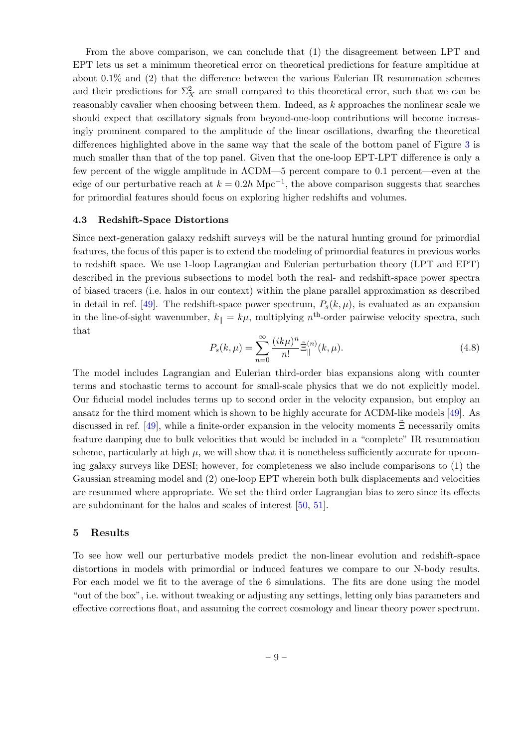From the above comparison, we can conclude that (1) the disagreement between LPT and EPT lets us set a minimum theoretical error on theoretical predictions for feature ampltidue at about 0.1% and (2) that the difference between the various Eulerian IR resummation schemes and their predictions for $\Sigma_X^2$ are small compared to this theoretical error, such that we can be reasonably cavalier when choosing between them. Indeed, as $k$ approaches the nonlinear scale we should expect that oscillatory signals from beyond-one-loop contributions will become increasingly prominent compared to the amplitude of the linear oscillations, dwarfing the theoretical differences highlighted above in the same way that the scale of the bottom panel of Figure 3 is much smaller than that of the top panel. Given that the one-loop EPT-LPT difference is only a few percent of the wiggle amplitude in ΛCDM—5 percent compare to 0.1 percent—even at the edge of our perturbative reach at $k = 0.2h$ Mpc$^{-1}$, the above comparison suggests that searches for primordial features should focus on exploring higher redshifts and volumes.

### 4.3 Redshift-Space Distortions

Since next-generation galaxy redshift surveys will be the natural hunting ground for primordial features, the focus of this paper is to extend the modeling of primordial features in previous works to redshift space. We use 1-loop Lagrangian and Eulerian perturbation theory (LPT and EPT) described in the previous subsections to model both the real- and redshift-space power spectra of biased tracers (i.e. halos in our context) within the plane parallel approximation as described in detail in ref. [49]. The redshift-space power spectrum, $P_s(k, \mu)$, is evaluated as an expansion in the line-of-sight wavenumber, $k_\parallel = k\mu$, multiplying $n^{\text{th}}$-order pairwise velocity spectra, such that

$$P_s(k, \mu) = \sum_{n=0}^{\infty} \frac{(ik\mu)^n}{n!} \tilde{\Xi}_\parallel^{(n)}(k, \mu). \tag{4.8}$$

The model includes Lagrangian and Eulerian third-order bias expansions along with counter terms and stochastic terms to account for small-scale physics that we do not explicitly model. Our fiducial model includes terms up to second order in the velocity expansion, but employ an ansatz for the third moment which is shown to be highly accurate for ΛCDM-like models [49]. As discussed in ref. [49], while a finite-order expansion in the velocity moments $\tilde{\Xi}$ necessarily omits feature damping due to bulk velocities that would be included in a "complete" IR resummation scheme, particularly at high $\mu$, we will show that it is nonetheless sufficiently accurate for upcoming galaxy surveys like DESI; however, for completeness we also include comparisons to (1) the Gaussian streaming model and (2) one-loop EPT wherein both bulk displacements and velocities are resummed where appropriate. We set the third order Lagrangian bias to zero since its effects are subdominant for the halos and scales of interest [50, 51].

## 5 Results

To see how well our perturbative models predict the non-linear evolution and redshift-space distortions in models with primordial or induced features we compare to our N-body results. For each model we fit to the average of the 6 simulations. The fits are done using the model "out of the box", i.e. without tweaking or adjusting any settings, letting only bias parameters and effective corrections float, and assuming the correct cosmology and linear theory power spectrum.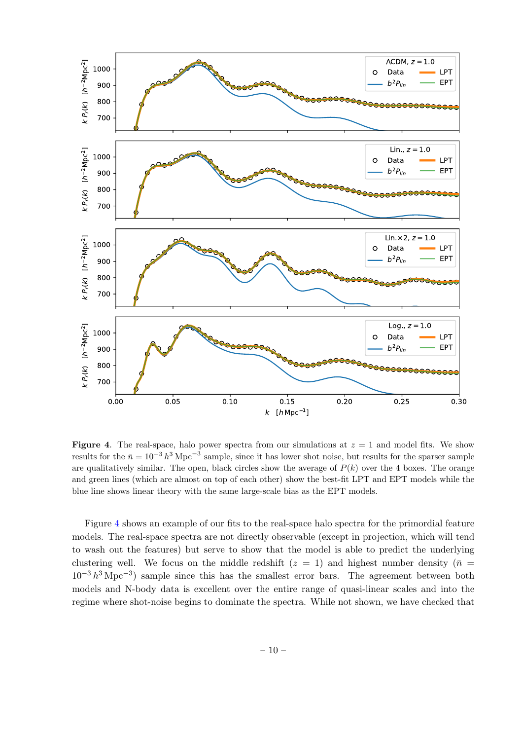**Figure 4**. The real-space, halo power spectra from our simulations at $z = 1$ and model fits. We show results for the $\bar{n} = 10^{-3}\, h^3\,\mathrm{Mpc}^{-3}$ sample, since it has lower shot noise, but results for the sparser sample are qualitatively similar. The open, black circles show the average of $P(k)$ over the 4 boxes. The orange and green lines (which are almost on top of each other) show the best-fit LPT and EPT models while the blue line shows linear theory with the same large-scale bias as the EPT models.

Figure 4 shows an example of our fits to the real-space halo spectra for the primordial feature models. The real-space spectra are not directly observable (except in projection, which will tend to wash out the features) but serve to show that the model is able to predict the underlying clustering well. We focus on the middle redshift ($z = 1$) and highest number density ($\bar{n} = 10^{-3}\, h^3\,\mathrm{Mpc}^{-3}$) sample since this has the smallest error bars. The agreement between both models and N-body data is excellent over the entire range of quasi-linear scales and into the regime where shot-noise begins to dominate the spectra. While not shown, we have checked that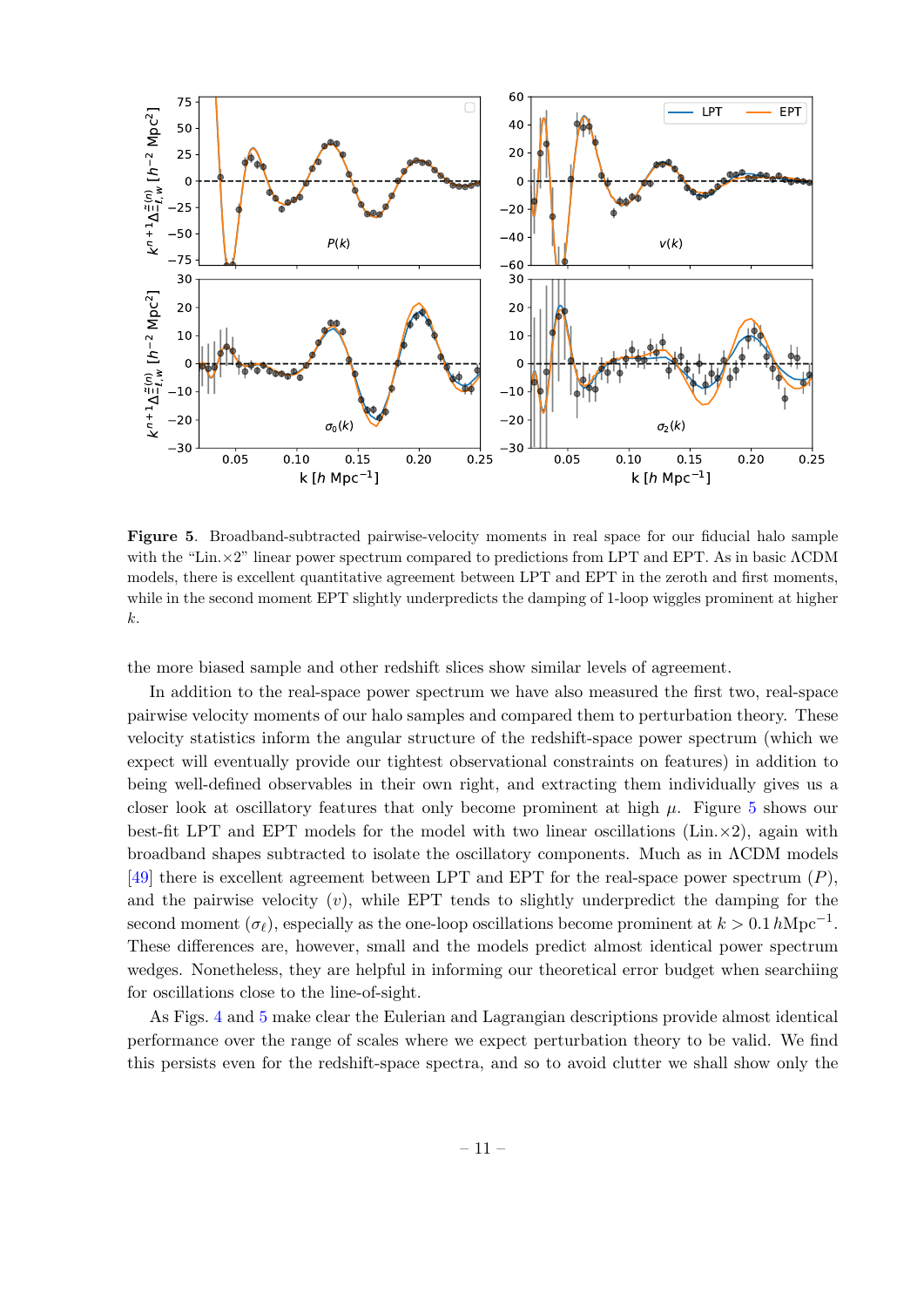**Figure 5**. Broadband-subtracted pairwise-velocity moments in real space for our fiducial halo sample with the "Lin.×2" linear power spectrum compared to predictions from LPT and EPT. As in basic ΛCDM models, there is excellent quantitative agreement between LPT and EPT in the zeroth and first moments, while in the second moment EPT slightly underpredicts the damping of 1-loop wiggles prominent at higher $k$.

the more biased sample and other redshift slices show similar levels of agreement.

In addition to the real-space power spectrum we have also measured the first two, real-space pairwise velocity moments of our halo samples and compared them to perturbation theory. These velocity statistics inform the angular structure of the redshift-space power spectrum (which we expect will eventually provide our tightest observational constraints on features) in addition to being well-defined observables in their own right, and extracting them individually gives us a closer look at oscillatory features that only become prominent at high $\mu$. Figure 5 shows our best-fit LPT and EPT models for the model with two linear oscillations (Lin.×2), again with broadband shapes subtracted to isolate the oscillatory components. Much as in ΛCDM models [49] there is excellent agreement between LPT and EPT for the real-space power spectrum ($P$), and the pairwise velocity ($v$), while EPT tends to slightly underpredict the damping for the second moment ($\sigma_\ell$), especially as the one-loop oscillations become prominent at $k > 0.1\,h\text{Mpc}^{-1}$. These differences are, however, small and the models predict almost identical power spectrum wedges. Nonetheless, they are helpful in informing our theoretical error budget when searchiing for oscillations close to the line-of-sight.

As Figs. 4 and 5 make clear the Eulerian and Lagrangian descriptions provide almost identical performance over the range of scales where we expect perturbation theory to be valid. We find this persists even for the redshift-space spectra, and so to avoid clutter we shall show only the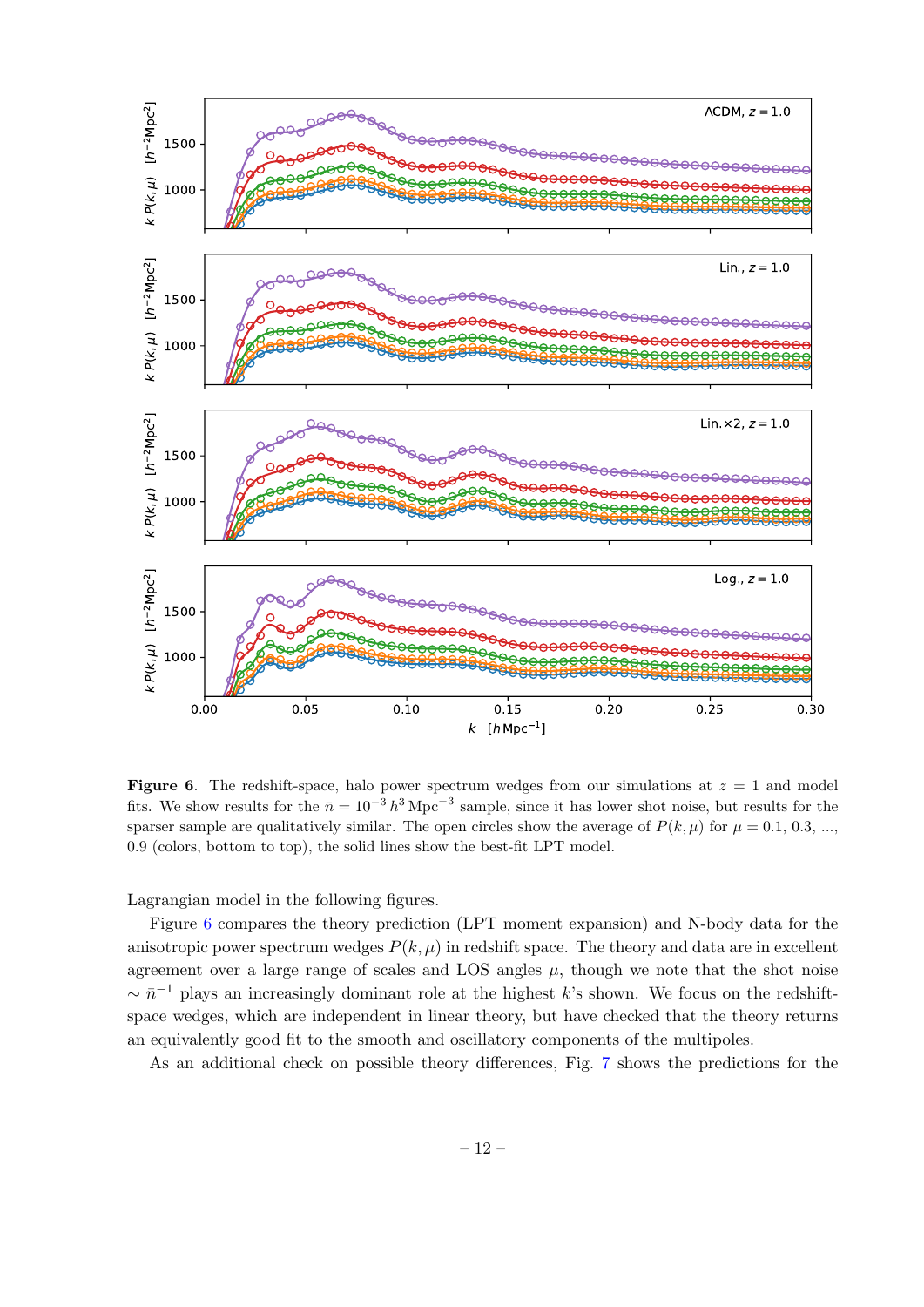**Figure 6**. The redshift-space, halo power spectrum wedges from our simulations at $z = 1$ and model fits. We show results for the $\bar{n} = 10^{-3}\,h^3\,\mathrm{Mpc}^{-3}$ sample, since it has lower shot noise, but results for the sparser sample are qualitatively similar. The open circles show the average of $P(k,\mu)$ for $\mu = 0.1, 0.3, ..., 0.9$ (colors, bottom to top), the solid lines show the best-fit LPT model.

Lagrangian model in the following figures.

Figure 6 compares the theory prediction (LPT moment expansion) and N-body data for the anisotropic power spectrum wedges $P(k,\mu)$ in redshift space. The theory and data are in excellent agreement over a large range of scales and LOS angles $\mu$, though we note that the shot noise $\sim \bar{n}^{-1}$ plays an increasingly dominant role at the highest $k$'s shown. We focus on the redshift-space wedges, which are independent in linear theory, but have checked that the theory returns an equivalently good fit to the smooth and oscillatory components of the multipoles.

As an additional check on possible theory differences, Fig. 7 shows the predictions for the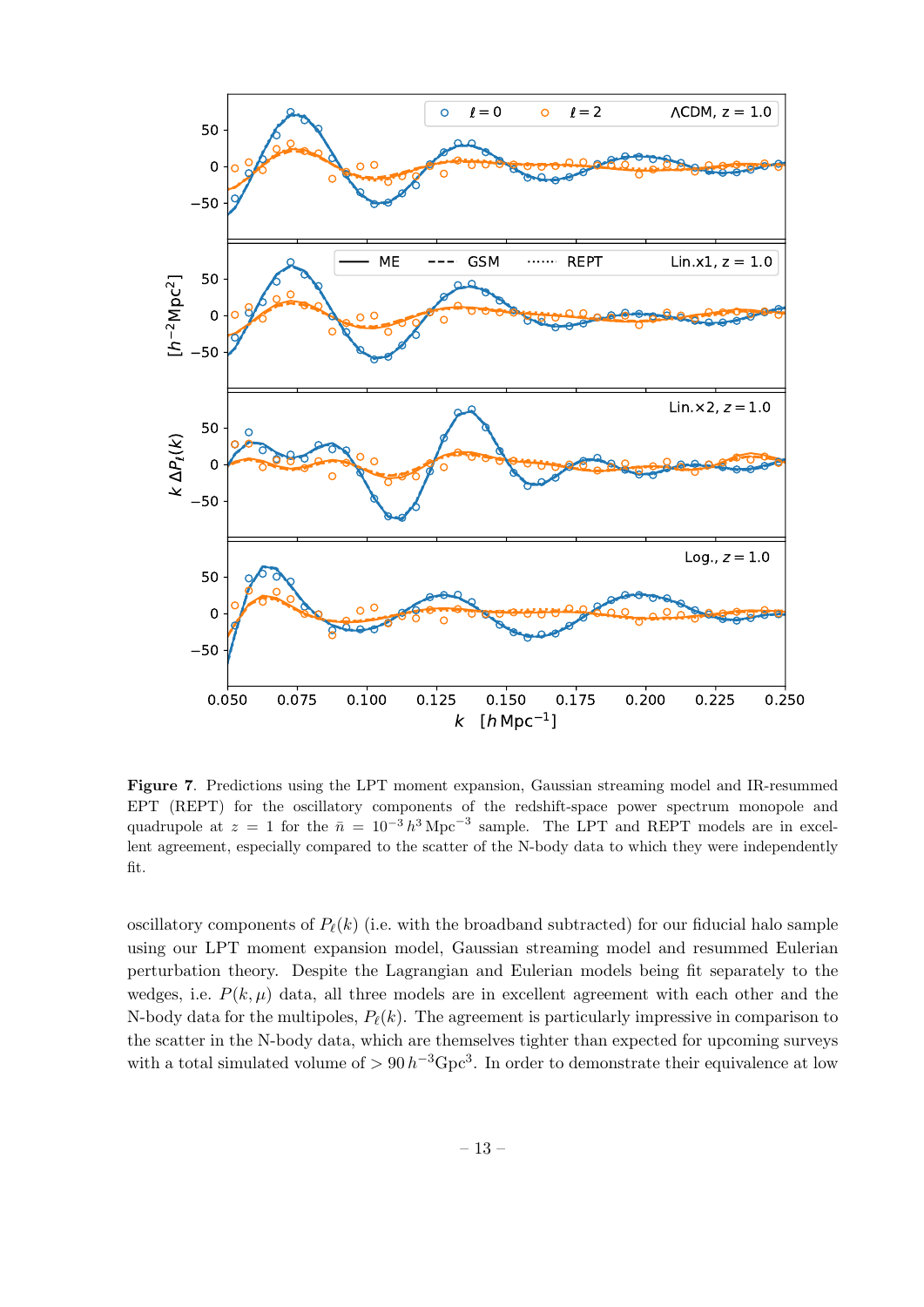**Figure 7**. Predictions using the LPT moment expansion, Gaussian streaming model and IR-resummed EPT (REPT) for the oscillatory components of the redshift-space power spectrum monopole and quadrupole at $z = 1$ for the $\bar{n} = 10^{-3}\, h^3\,\mathrm{Mpc}^{-3}$ sample. The LPT and REPT models are in excellent agreement, especially compared to the scatter of the N-body data to which they were independently fit.

oscillatory components of $P_\ell(k)$ (i.e. with the broadband subtracted) for our fiducial halo sample using our LPT moment expansion model, Gaussian streaming model and resummed Eulerian perturbation theory. Despite the Lagrangian and Eulerian models being fit separately to the wedges, i.e. $P(k, \mu)$ data, all three models are in excellent agreement with each other and the N-body data for the multipoles, $P_\ell(k)$. The agreement is particularly impressive in comparison to the scatter in the N-body data, which are themselves tighter than expected for upcoming surveys with a total simulated volume of $> 90\, h^{-3}\mathrm{Gpc}^3$. In order to demonstrate their equivalence at low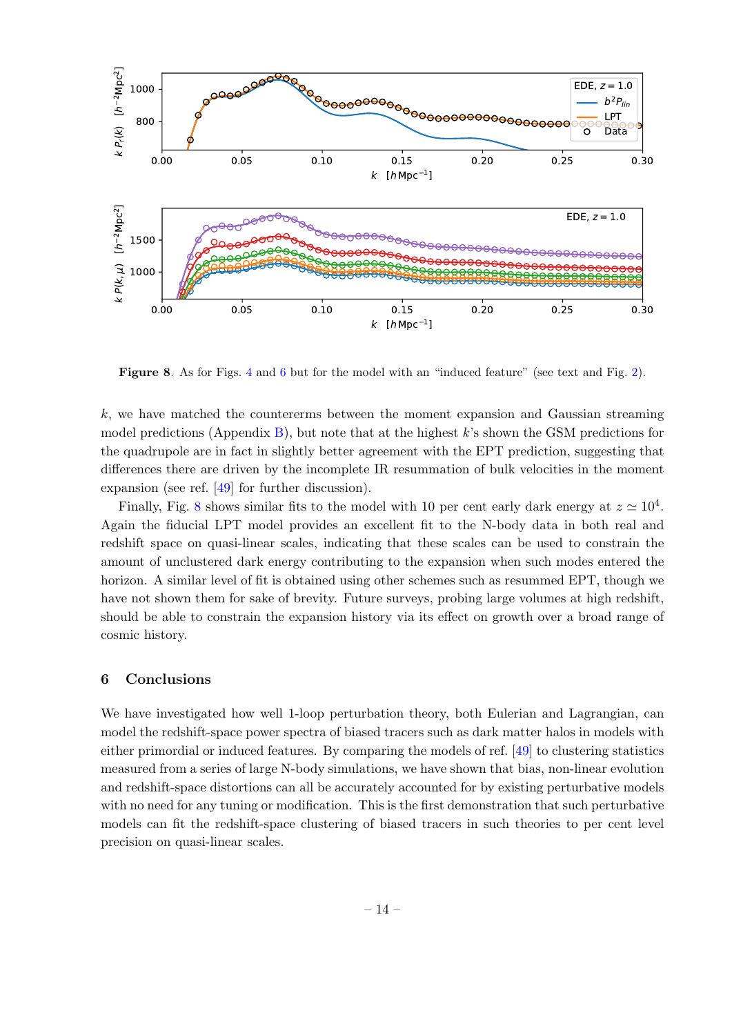**Figure 8**. As for Figs. 4 and 6 but for the model with an "induced feature" (see text and Fig. 2).

$k$, we have matched the countererms between the moment expansion and Gaussian streaming model predictions (Appendix B), but note that at the highest $k$'s shown the GSM predictions for the quadrupole are in fact in slightly better agreement with the EPT prediction, suggesting that differences there are driven by the incomplete IR resummation of bulk velocities in the moment expansion (see ref. [49] for further discussion).

Finally, Fig. 8 shows similar fits to the model with 10 per cent early dark energy at $z \simeq 10^4$. Again the fiducial LPT model provides an excellent fit to the N-body data in both real and redshift space on quasi-linear scales, indicating that these scales can be used to constrain the amount of unclustered dark energy contributing to the expansion when such modes entered the horizon. A similar level of fit is obtained using other schemes such as resummed EPT, though we have not shown them for sake of brevity. Future surveys, probing large volumes at high redshift, should be able to constrain the expansion history via its effect on growth over a broad range of cosmic history.

## 6 Conclusions

We have investigated how well 1-loop perturbation theory, both Eulerian and Lagrangian, can model the redshift-space power spectra of biased tracers such as dark matter halos in models with either primordial or induced features. By comparing the models of ref. [49] to clustering statistics measured from a series of large N-body simulations, we have shown that bias, non-linear evolution and redshift-space distortions can all be accurately accounted for by existing perturbative models with no need for any tuning or modification. This is the first demonstration that such perturbative models can fit the redshift-space clustering of biased tracers in such theories to per cent level precision on quasi-linear scales.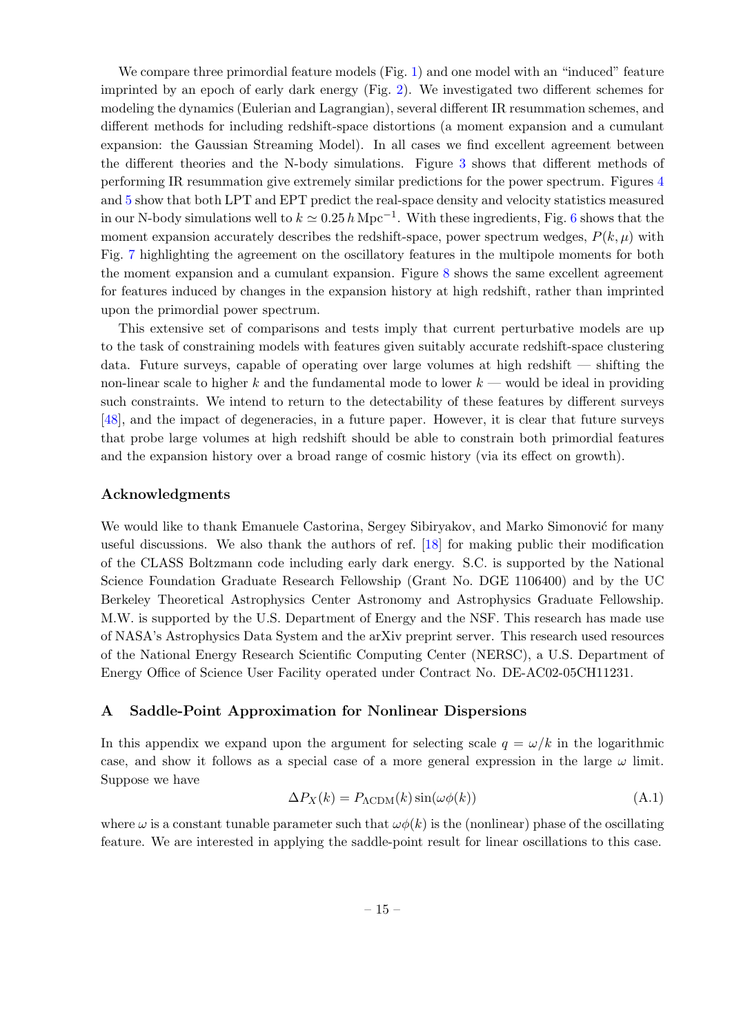We compare three primordial feature models (Fig. 1) and one model with an "induced" feature imprinted by an epoch of early dark energy (Fig. 2). We investigated two different schemes for modeling the dynamics (Eulerian and Lagrangian), several different IR resummation schemes, and different methods for including redshift-space distortions (a moment expansion and a cumulant expansion: the Gaussian Streaming Model). In all cases we find excellent agreement between the different theories and the N-body simulations. Figure 3 shows that different methods of performing IR resummation give extremely similar predictions for the power spectrum. Figures 4 and 5 show that both LPT and EPT predict the real-space density and velocity statistics measured in our N-body simulations well to $k \simeq 0.25\,h\,\mathrm{Mpc}^{-1}$. With these ingredients, Fig. 6 shows that the moment expansion accurately describes the redshift-space, power spectrum wedges, $P(k,\mu)$ with Fig. 7 highlighting the agreement on the oscillatory features in the multipole moments for both the moment expansion and a cumulant expansion. Figure 8 shows the same excellent agreement for features induced by changes in the expansion history at high redshift, rather than imprinted upon the primordial power spectrum.

This extensive set of comparisons and tests imply that current perturbative models are up to the task of constraining models with features given suitably accurate redshift-space clustering data. Future surveys, capable of operating over large volumes at high redshift — shifting the non-linear scale to higher $k$ and the fundamental mode to lower $k$ — would be ideal in providing such constraints. We intend to return to the detectability of these features by different surveys [48], and the impact of degeneracies, in a future paper. However, it is clear that future surveys that probe large volumes at high redshift should be able to constrain both primordial features and the expansion history over a broad range of cosmic history (via its effect on growth).

### Acknowledgments

We would like to thank Emanuele Castorina, Sergey Sibiryakov, and Marko Simonović for many useful discussions. We also thank the authors of ref. [18] for making public their modification of the CLASS Boltzmann code including early dark energy. S.C. is supported by the National Science Foundation Graduate Research Fellowship (Grant No. DGE 1106400) and by the UC Berkeley Theoretical Astrophysics Center Astronomy and Astrophysics Graduate Fellowship. M.W. is supported by the U.S. Department of Energy and the NSF. This research has made use of NASA's Astrophysics Data System and the arXiv preprint server. This research used resources of the National Energy Research Scientific Computing Center (NERSC), a U.S. Department of Energy Office of Science User Facility operated under Contract No. DE-AC02-05CH11231.

## A Saddle-Point Approximation for Nonlinear Dispersions

In this appendix we expand upon the argument for selecting scale $q = \omega/k$ in the logarithmic case, and show it follows as a special case of a more general expression in the large $\omega$ limit. Suppose we have

$$\Delta P_X(k) = P_{\Lambda\mathrm{CDM}}(k)\sin(\omega\phi(k)) \tag{A.1}$$

where $\omega$ is a constant tunable parameter such that $\omega\phi(k)$ is the (nonlinear) phase of the oscillating feature. We are interested in applying the saddle-point result for linear oscillations to this case.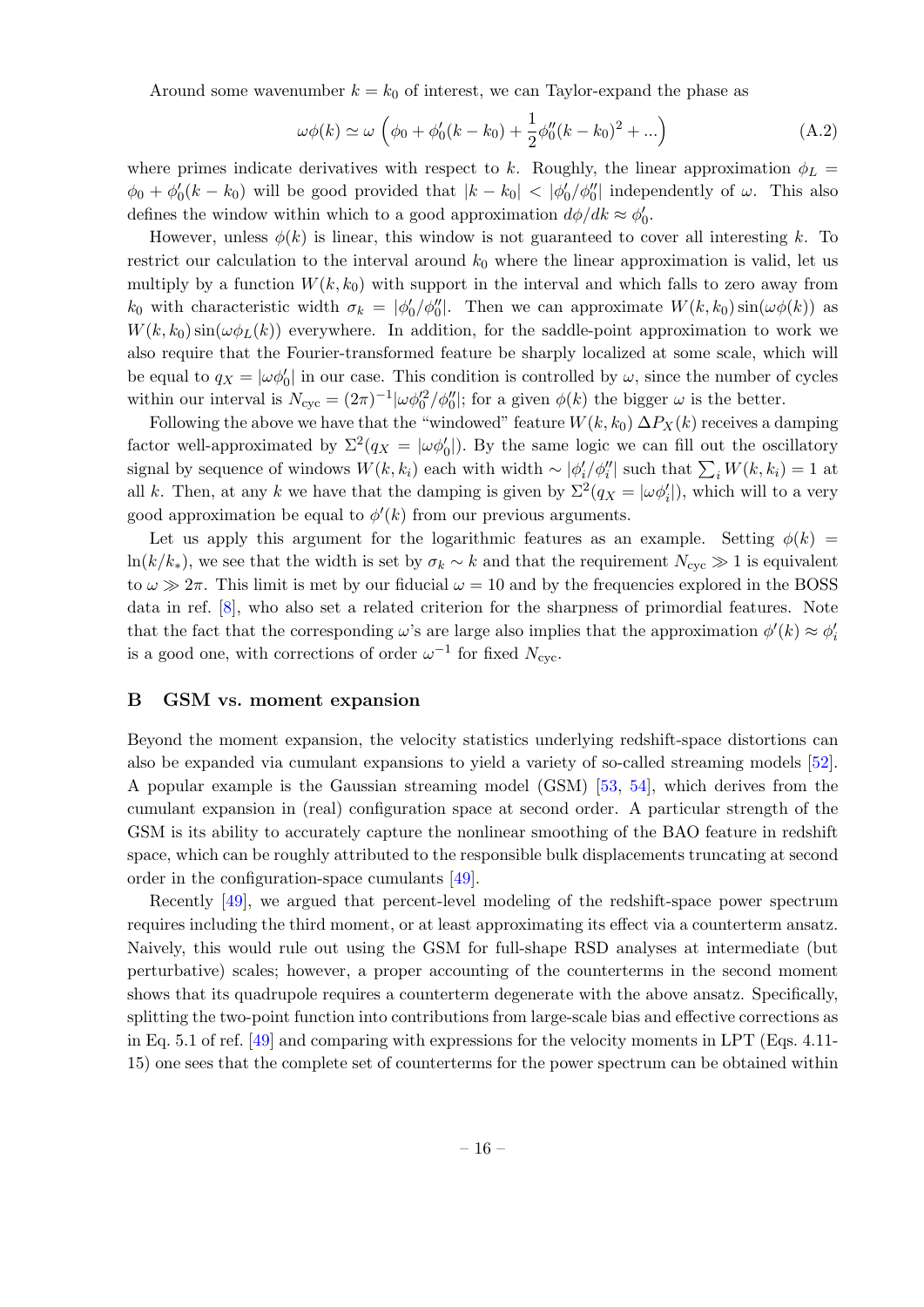Around some wavenumber $k = k_0$ of interest, we can Taylor-expand the phase as

$$\omega\phi(k) \simeq \omega \left( \phi_0 + \phi_0'(k - k_0) + \frac{1}{2}\phi_0''(k - k_0)^2 + ... \right) \tag{A.2}$$

where primes indicate derivatives with respect to $k$. Roughly, the linear approximation $\phi_L = \phi_0 + \phi_0'(k - k_0)$ will be good provided that $|k - k_0| < |\phi_0'/\phi_0''|$ independently of $\omega$. This also defines the window within which to a good approximation $d\phi/dk \approx \phi_0'$.

However, unless $\phi(k)$ is linear, this window is not guaranteed to cover all interesting $k$. To restrict our calculation to the interval around $k_0$ where the linear approximation is valid, let us multiply by a function $W(k, k_0)$ with support in the interval and which falls to zero away from $k_0$ with characteristic width $\sigma_k = |\phi_0'/\phi_0''|$. Then we can approximate $W(k, k_0)\sin(\omega\phi(k))$ as $W(k, k_0)\sin(\omega\phi_L(k))$ everywhere. In addition, for the saddle-point approximation to work we also require that the Fourier-transformed feature be sharply localized at some scale, which will be equal to $q_X = |\omega\phi_0'|$ in our case. This condition is controlled by $\omega$, since the number of cycles within our interval is $N_{\rm cyc} = (2\pi)^{-1}|\omega\phi_0'^2/\phi_0''|$; for a given $\phi(k)$ the bigger $\omega$ is the better.

Following the above we have that the "windowed" feature $W(k, k_0)\,\Delta P_X(k)$ receives a damping factor well-approximated by $\Sigma^2(q_X = |\omega\phi_0'|)$. By the same logic we can fill out the oscillatory signal by sequence of windows $W(k, k_i)$ each with width $\sim |\phi_i'/\phi_i''|$ such that $\sum_i W(k, k_i) = 1$ at all $k$. Then, at any $k$ we have that the damping is given by $\Sigma^2(q_X = |\omega\phi_i'|)$, which will to a very good approximation be equal to $\phi'(k)$ from our previous arguments.

Let us apply this argument for the logarithmic features as an example. Setting $\phi(k) = \ln(k/k_*)$, we see that the width is set by $\sigma_k \sim k$ and that the requirement $N_{\rm cyc} \gg 1$ is equivalent to $\omega \gg 2\pi$. This limit is met by our fiducial $\omega = 10$ and by the frequencies explored in the BOSS data in ref. [8], who also set a related criterion for the sharpness of primordial features. Note that the fact that the corresponding $\omega$'s are large also implies that the approximation $\phi'(k) \approx \phi_i'$ is a good one, with corrections of order $\omega^{-1}$ for fixed $N_{\rm cyc}$.

# B GSM vs. moment expansion

Beyond the moment expansion, the velocity statistics underlying redshift-space distortions can also be expanded via cumulant expansions to yield a variety of so-called streaming models [52]. A popular example is the Gaussian streaming model (GSM) [53, 54], which derives from the cumulant expansion in (real) configuration space at second order. A particular strength of the GSM is its ability to accurately capture the nonlinear smoothing of the BAO feature in redshift space, which can be roughly attributed to the responsible bulk displacements truncating at second order in the configuration-space cumulants [49].

Recently [49], we argued that percent-level modeling of the redshift-space power spectrum requires including the third moment, or at least approximating its effect via a counterterm ansatz. Naively, this would rule out using the GSM for full-shape RSD analyses at intermediate (but perturbative) scales; however, a proper accounting of the counterterms in the second moment shows that its quadrupole requires a counterterm degenerate with the above ansatz. Specifically, splitting the two-point function into contributions from large-scale bias and effective corrections as in Eq. 5.1 of ref. [49] and comparing with expressions for the velocity moments in LPT (Eqs. 4.11-15) one sees that the complete set of counterterms for the power spectrum can be obtained within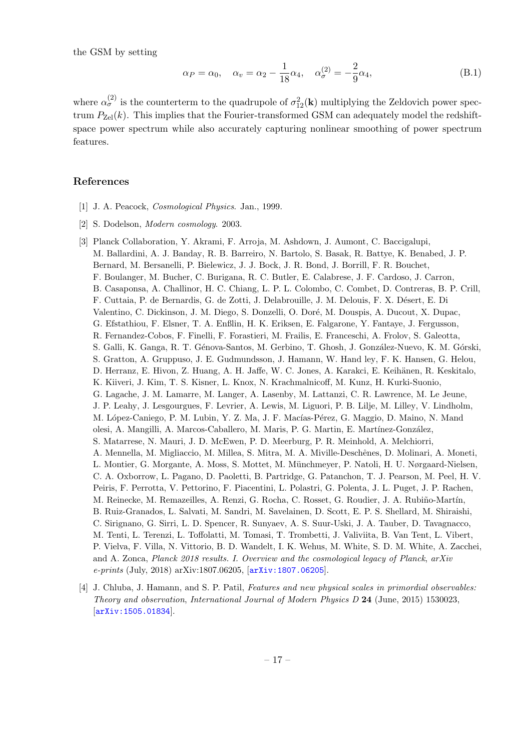the GSM by setting

$$\alpha_P = \alpha_0, \quad \alpha_v = \alpha_2 - \frac{1}{18}\alpha_4, \quad \alpha_\sigma^{(2)} = -\frac{2}{9}\alpha_4, \tag{B.1}$$

where $\alpha_\sigma^{(2)}$ is the counterterm to the quadrupole of $\sigma_{12}^2(\mathbf{k})$ multiplying the Zeldovich power spectrum $P_{\rm Zel}(k)$. This implies that the Fourier-transformed GSM can adequately model the redshift-space power spectrum while also accurately capturing nonlinear smoothing of power spectrum features.

## References

[1] J. A. Peacock, *Cosmological Physics*. Jan., 1999.

[2] S. Dodelson, *Modern cosmology*. 2003.

[3] Planck Collaboration, Y. Akrami, F. Arroja, M. Ashdown, J. Aumont, C. Baccigalupi, M. Ballardini, A. J. Banday, R. B. Barreiro, N. Bartolo, S. Basak, R. Battye, K. Benabed, J. P. Bernard, M. Bersanelli, P. Bielewicz, J. J. Bock, J. R. Bond, J. Borrill, F. R. Bouchet, F. Boulanger, M. Bucher, C. Burigana, R. C. Butler, E. Calabrese, J. F. Cardoso, J. Carron, B. Casaponsa, A. Challinor, H. C. Chiang, L. P. L. Colombo, C. Combet, D. Contreras, B. P. Crill, F. Cuttaia, P. de Bernardis, G. de Zotti, J. Delabrouille, J. M. Delouis, F. X. Désert, E. Di Valentino, C. Dickinson, J. M. Diego, S. Donzelli, O. Doré, M. Douspis, A. Ducout, X. Dupac, G. Efstathiou, F. Elsner, T. A. Enßlin, H. K. Eriksen, E. Falgarone, Y. Fantaye, J. Fergusson, R. Fernandez-Cobos, F. Finelli, F. Forastieri, M. Frailis, E. Franceschi, A. Frolov, S. Galeotta, S. Galli, K. Ganga, R. T. Génova-Santos, M. Gerbino, T. Ghosh, J. González-Nuevo, K. M. Górski, S. Gratton, A. Gruppuso, J. E. Gudmundsson, J. Hamann, W. Hand ley, F. K. Hansen, G. Helou, D. Herranz, E. Hivon, Z. Huang, A. H. Jaffe, W. C. Jones, A. Karakci, E. Keihänen, R. Keskitalo, K. Kiiveri, J. Kim, T. S. Kisner, L. Knox, N. Krachmalnicoff, M. Kunz, H. Kurki-Suonio, G. Lagache, J. M. Lamarre, M. Langer, A. Lasenby, M. Lattanzi, C. R. Lawrence, M. Le Jeune, J. P. Leahy, J. Lesgourgues, F. Levrier, A. Lewis, M. Liguori, P. B. Lilje, M. Lilley, V. Lindholm, M. López-Caniego, P. M. Lubin, Y. Z. Ma, J. F. Macías-Pérez, G. Maggio, D. Maino, N. Mand olesi, A. Mangilli, A. Marcos-Caballero, M. Maris, P. G. Martin, E. Martínez-González, S. Matarrese, N. Mauri, J. D. McEwen, P. D. Meerburg, P. R. Meinhold, A. Melchiorri, A. Mennella, M. Migliaccio, M. Millea, S. Mitra, M. A. Miville-Deschênes, D. Molinari, A. Moneti, L. Montier, G. Morgante, A. Moss, S. Mottet, M. Münchmeyer, P. Natoli, H. U. Nørgaard-Nielsen, C. A. Oxborrow, L. Pagano, D. Paoletti, B. Partridge, G. Patanchon, T. J. Pearson, M. Peel, H. V. Peiris, F. Perrotta, V. Pettorino, F. Piacentini, L. Polastri, G. Polenta, J. L. Puget, J. P. Rachen, M. Reinecke, M. Remazeilles, A. Renzi, G. Rocha, C. Rosset, G. Roudier, J. A. Rubiño-Martín, B. Ruiz-Granados, L. Salvati, M. Sandri, M. Savelainen, D. Scott, E. P. S. Shellard, M. Shiraishi, C. Sirignano, G. Sirri, L. D. Spencer, R. Sunyaev, A. S. Suur-Uski, J. A. Tauber, D. Tavagnacco, M. Tenti, L. Terenzi, L. Toffolatti, M. Tomasi, T. Trombetti, J. Valiviita, B. Van Tent, L. Vibert, P. Vielva, F. Villa, N. Vittorio, B. D. Wandelt, I. K. Wehus, M. White, S. D. M. White, A. Zacchei, and A. Zonca, *Planck 2018 results. I. Overview and the cosmological legacy of Planck*, *arXiv e-prints* (July, 2018) arXiv:1807.06205, [arXiv:1807.06205].

[4] J. Chluba, J. Hamann, and S. P. Patil, *Features and new physical scales in primordial observables: Theory and observation*, *International Journal of Modern Physics D* **24** (June, 2015) 1530023, [arXiv:1505.01834].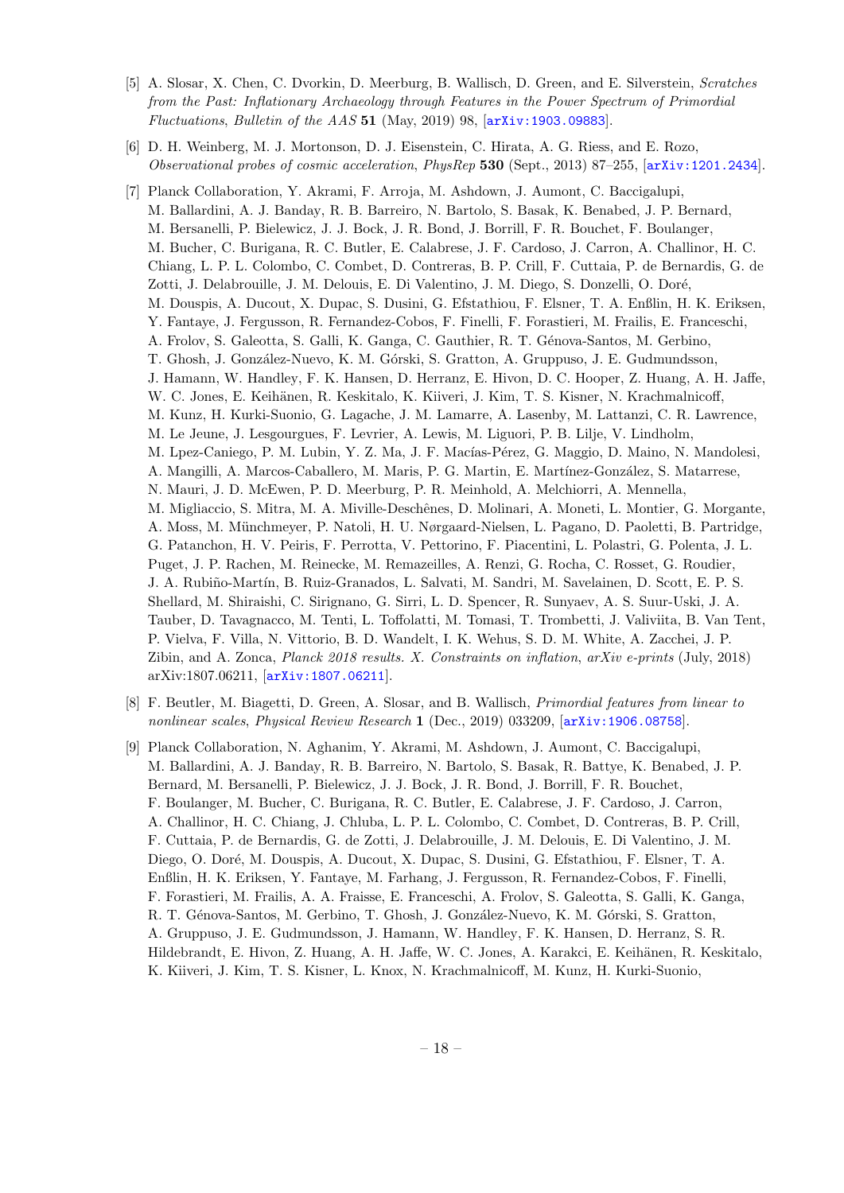[5] A. Slosar, X. Chen, C. Dvorkin, D. Meerburg, B. Wallisch, D. Green, and E. Silverstein, *Scratches from the Past: Inflationary Archaeology through Features in the Power Spectrum of Primordial Fluctuations*, *Bulletin of the AAS* **51** (May, 2019) 98, [arXiv:1903.09883].

[6] D. H. Weinberg, M. J. Mortonson, D. J. Eisenstein, C. Hirata, A. G. Riess, and E. Rozo, *Observational probes of cosmic acceleration*, *PhysRep* **530** (Sept., 2013) 87–255, [arXiv:1201.2434].

[7] Planck Collaboration, Y. Akrami, F. Arroja, M. Ashdown, J. Aumont, C. Baccigalupi, M. Ballardini, A. J. Banday, R. B. Barreiro, N. Bartolo, S. Basak, K. Benabed, J. P. Bernard, M. Bersanelli, P. Bielewicz, J. J. Bock, J. R. Bond, J. Borrill, F. R. Bouchet, F. Boulanger, M. Bucher, C. Burigana, R. C. Butler, E. Calabrese, J. F. Cardoso, J. Carron, A. Challinor, H. C. Chiang, L. P. L. Colombo, C. Combet, D. Contreras, B. P. Crill, F. Cuttaia, P. de Bernardis, G. de Zotti, J. Delabrouille, J. M. Delouis, E. Di Valentino, J. M. Diego, S. Donzelli, O. Doré, M. Douspis, A. Ducout, X. Dupac, S. Dusini, G. Efstathiou, F. Elsner, T. A. Enßlin, H. K. Eriksen, Y. Fantaye, J. Fergusson, R. Fernandez-Cobos, F. Finelli, F. Forastieri, M. Frailis, E. Franceschi, A. Frolov, S. Galeotta, S. Galli, K. Ganga, C. Gauthier, R. T. Génova-Santos, M. Gerbino, T. Ghosh, J. González-Nuevo, K. M. Górski, S. Gratton, A. Gruppuso, J. E. Gudmundsson, J. Hamann, W. Handley, F. K. Hansen, D. Herranz, E. Hivon, D. C. Hooper, Z. Huang, A. H. Jaffe, W. C. Jones, E. Keihänen, R. Keskitalo, K. Kiiveri, J. Kim, T. S. Kisner, N. Krachmalnicoff, M. Kunz, H. Kurki-Suonio, G. Lagache, J. M. Lamarre, A. Lasenby, M. Lattanzi, C. R. Lawrence, M. Le Jeune, J. Lesgourgues, F. Levrier, A. Lewis, M. Liguori, P. B. Lilje, V. Lindholm, M. Lpez-Caniego, P. M. Lubin, Y. Z. Ma, J. F. Macías-Pérez, G. Maggio, D. Maino, N. Mandolesi, A. Mangilli, A. Marcos-Caballero, M. Maris, P. G. Martin, E. Martínez-González, S. Matarrese, N. Mauri, J. D. McEwen, P. D. Meerburg, P. R. Meinhold, A. Melchiorri, A. Mennella, M. Migliaccio, S. Mitra, M. A. Miville-Deschênes, D. Molinari, A. Moneti, L. Montier, G. Morgante, A. Moss, M. Münchmeyer, P. Natoli, H. U. Nørgaard-Nielsen, L. Pagano, D. Paoletti, B. Partridge, G. Patanchon, H. V. Peiris, F. Perrotta, V. Pettorino, F. Piacentini, L. Polastri, G. Polenta, J. L. Puget, J. P. Rachen, M. Reinecke, M. Remazeilles, A. Renzi, G. Rocha, C. Rosset, G. Roudier, J. A. Rubiño-Martín, B. Ruiz-Granados, L. Salvati, M. Sandri, M. Savelainen, D. Scott, E. P. S. Shellard, M. Shiraishi, C. Sirignano, G. Sirri, L. D. Spencer, R. Sunyaev, A. S. Suur-Uski, J. A. Tauber, D. Tavagnacco, M. Tenti, L. Toffolatti, M. Tomasi, T. Trombetti, J. Valiviita, B. Van Tent, P. Vielva, F. Villa, N. Vittorio, B. D. Wandelt, I. K. Wehus, S. D. M. White, A. Zacchei, J. P. Zibin, and A. Zonca, *Planck 2018 results. X. Constraints on inflation*, *arXiv e-prints* (July, 2018) arXiv:1807.06211, [arXiv:1807.06211].

[8] F. Beutler, M. Biagetti, D. Green, A. Slosar, and B. Wallisch, *Primordial features from linear to nonlinear scales*, *Physical Review Research* **1** (Dec., 2019) 033209, [arXiv:1906.08758].

[9] Planck Collaboration, N. Aghanim, Y. Akrami, M. Ashdown, J. Aumont, C. Baccigalupi, M. Ballardini, A. J. Banday, R. B. Barreiro, N. Bartolo, S. Basak, R. Battye, K. Benabed, J. P. Bernard, M. Bersanelli, P. Bielewicz, J. J. Bock, J. R. Bond, J. Borrill, F. R. Bouchet, F. Boulanger, M. Bucher, C. Burigana, R. C. Butler, E. Calabrese, J. F. Cardoso, J. Carron, A. Challinor, H. C. Chiang, J. Chluba, L. P. L. Colombo, C. Combet, D. Contreras, B. P. Crill, F. Cuttaia, P. de Bernardis, G. de Zotti, J. Delabrouille, J. M. Delouis, E. Di Valentino, J. M. Diego, O. Doré, M. Douspis, A. Ducout, X. Dupac, S. Dusini, G. Efstathiou, F. Elsner, T. A. Enßlin, H. K. Eriksen, Y. Fantaye, M. Farhang, J. Fergusson, R. Fernandez-Cobos, F. Finelli, F. Forastieri, M. Frailis, A. A. Fraisse, E. Franceschi, A. Frolov, S. Galeotta, S. Galli, K. Ganga, R. T. Génova-Santos, M. Gerbino, T. Ghosh, J. González-Nuevo, K. M. Górski, S. Gratton, A. Gruppuso, J. E. Gudmundsson, J. Hamann, W. Handley, F. K. Hansen, D. Herranz, S. R. Hildebrandt, E. Hivon, Z. Huang, A. H. Jaffe, W. C. Jones, A. Karakci, E. Keihänen, R. Keskitalo, K. Kiiveri, J. Kim, T. S. Kisner, L. Knox, N. Krachmalnicoff, M. Kunz, H. Kurki-Suonio,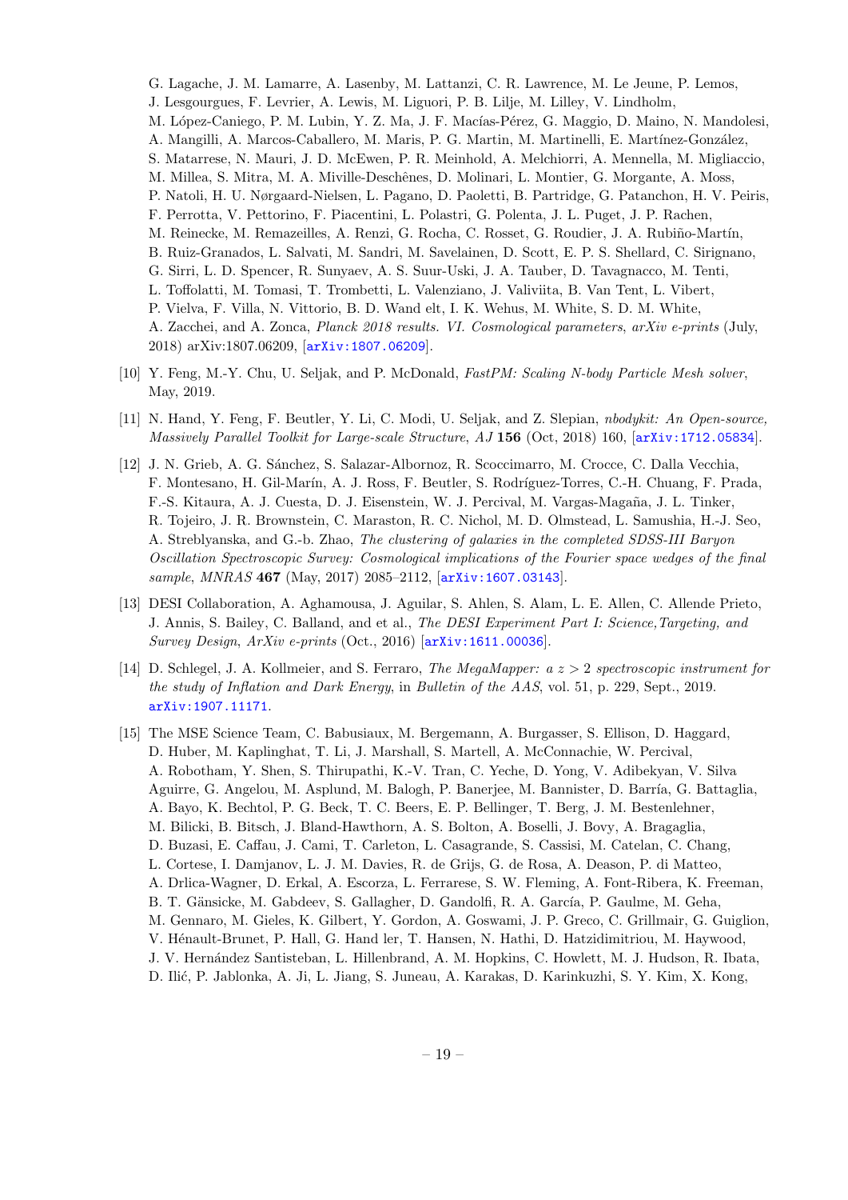G. Lagache, J. M. Lamarre, A. Lasenby, M. Lattanzi, C. R. Lawrence, M. Le Jeune, P. Lemos, J. Lesgourgues, F. Levrier, A. Lewis, M. Liguori, P. B. Lilje, M. Lilley, V. Lindholm, M. López-Caniego, P. M. Lubin, Y. Z. Ma, J. F. Macías-Pérez, G. Maggio, D. Maino, N. Mandolesi, A. Mangilli, A. Marcos-Caballero, M. Maris, P. G. Martin, M. Martinelli, E. Martínez-González, S. Matarrese, N. Mauri, J. D. McEwen, P. R. Meinhold, A. Melchiorri, A. Mennella, M. Migliaccio, M. Millea, S. Mitra, M. A. Miville-Deschênes, D. Molinari, L. Montier, G. Morgante, A. Moss, P. Natoli, H. U. Nørgaard-Nielsen, L. Pagano, D. Paoletti, B. Partridge, G. Patanchon, H. V. Peiris, F. Perrotta, V. Pettorino, F. Piacentini, L. Polastri, G. Polenta, J. L. Puget, J. P. Rachen, M. Reinecke, M. Remazeilles, A. Renzi, G. Rocha, C. Rosset, G. Roudier, J. A. Rubiño-Martín, B. Ruiz-Granados, L. Salvati, M. Sandri, M. Savelainen, D. Scott, E. P. S. Shellard, C. Sirignano, G. Sirri, L. D. Spencer, R. Sunyaev, A. S. Suur-Uski, J. A. Tauber, D. Tavagnacco, M. Tenti, L. Toffolatti, M. Tomasi, T. Trombetti, L. Valenziano, J. Valiviita, B. Van Tent, L. Vibert, P. Vielva, F. Villa, N. Vittorio, B. D. Wand elt, I. K. Wehus, M. White, S. D. M. White, A. Zacchei, and A. Zonca, *Planck 2018 results. VI. Cosmological parameters*, *arXiv e-prints* (July, 2018) arXiv:1807.06209, [arXiv:1807.06209].

[10] Y. Feng, M.-Y. Chu, U. Seljak, and P. McDonald, *FastPM: Scaling N-body Particle Mesh solver*, May, 2019.

[11] N. Hand, Y. Feng, F. Beutler, Y. Li, C. Modi, U. Seljak, and Z. Slepian, *nbodykit: An Open-source, Massively Parallel Toolkit for Large-scale Structure*, *AJ* **156** (Oct, 2018) 160, [arXiv:1712.05834].

[12] J. N. Grieb, A. G. Sánchez, S. Salazar-Albornoz, R. Scoccimarro, M. Crocce, C. Dalla Vecchia, F. Montesano, H. Gil-Marín, A. J. Ross, F. Beutler, S. Rodríguez-Torres, C.-H. Chuang, F. Prada, F.-S. Kitaura, A. J. Cuesta, D. J. Eisenstein, W. J. Percival, M. Vargas-Magaña, J. L. Tinker, R. Tojeiro, J. R. Brownstein, C. Maraston, R. C. Nichol, M. D. Olmstead, L. Samushia, H.-J. Seo, A. Streblyanska, and G.-b. Zhao, *The clustering of galaxies in the completed SDSS-III Baryon Oscillation Spectroscopic Survey: Cosmological implications of the Fourier space wedges of the final sample*, *MNRAS* **467** (May, 2017) 2085–2112, [arXiv:1607.03143].

[13] DESI Collaboration, A. Aghamousa, J. Aguilar, S. Ahlen, S. Alam, L. E. Allen, C. Allende Prieto, J. Annis, S. Bailey, C. Balland, and et al., *The DESI Experiment Part I: Science,Targeting, and Survey Design*, *ArXiv e-prints* (Oct., 2016) [arXiv:1611.00036].

[14] D. Schlegel, J. A. Kollmeier, and S. Ferraro, *The MegaMapper: a $z > 2$ spectroscopic instrument for the study of Inflation and Dark Energy*, in *Bulletin of the AAS*, vol. 51, p. 229, Sept., 2019. arXiv:1907.11171.

[15] The MSE Science Team, C. Babusiaux, M. Bergemann, A. Burgasser, S. Ellison, D. Haggard, D. Huber, M. Kaplinghat, T. Li, J. Marshall, S. Martell, A. McConnachie, W. Percival, A. Robotham, Y. Shen, S. Thirupathi, K.-V. Tran, C. Yeche, D. Yong, V. Adibekyan, V. Silva Aguirre, G. Angelou, M. Asplund, M. Balogh, P. Banerjee, M. Bannister, D. Barría, G. Battaglia, A. Bayo, K. Bechtol, P. G. Beck, T. C. Beers, E. P. Bellinger, T. Berg, J. M. Bestenlehner, M. Bilicki, B. Bitsch, J. Bland-Hawthorn, A. S. Bolton, A. Boselli, J. Bovy, A. Bragaglia, D. Buzasi, E. Caffau, J. Cami, T. Carleton, L. Casagrande, S. Cassisi, M. Catelan, C. Chang, L. Cortese, I. Damjanov, L. J. M. Davies, R. de Grijs, G. de Rosa, A. Deason, P. di Matteo, A. Drlica-Wagner, D. Erkal, A. Escorza, L. Ferrarese, S. W. Fleming, A. Font-Ribera, K. Freeman, B. T. Gänsicke, M. Gabdeev, S. Gallagher, D. Gandolfi, R. A. García, P. Gaulme, M. Geha, M. Gennaro, M. Gieles, K. Gilbert, Y. Gordon, A. Goswami, J. P. Greco, C. Grillmair, G. Guiglion, V. Hénault-Brunet, P. Hall, G. Hand ler, T. Hansen, N. Hathi, D. Hatzidimitriou, M. Haywood, J. V. Hernández Santisteban, L. Hillenbrand, A. M. Hopkins, C. Howlett, M. J. Hudson, R. Ibata, D. Ilić, P. Jablonka, A. Ji, L. Jiang, S. Juneau, A. Karakas, D. Karinkuzhi, S. Y. Kim, X. Kong,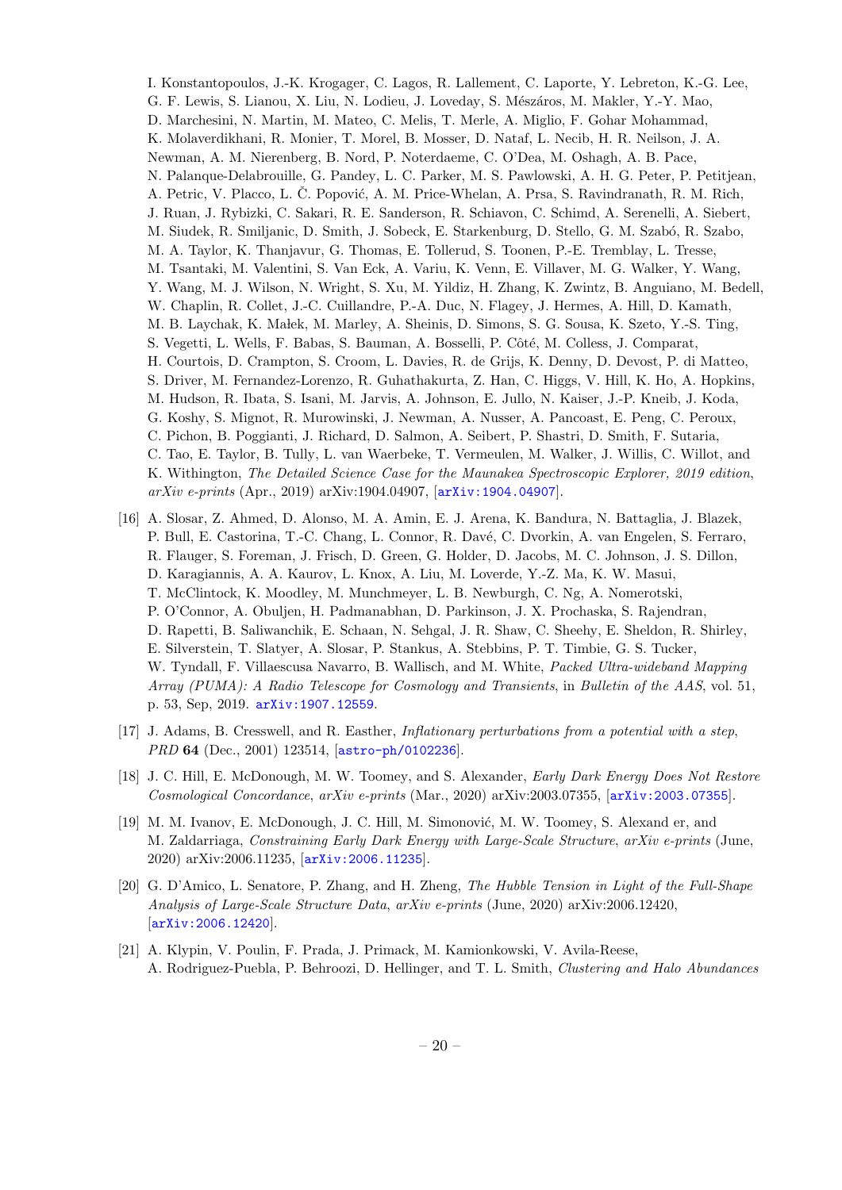I. Konstantopoulos, J.-K. Krogager, C. Lagos, R. Lallement, C. Laporte, Y. Lebreton, K.-G. Lee, G. F. Lewis, S. Lianou, X. Liu, N. Lodieu, J. Loveday, S. Mészáros, M. Makler, Y.-Y. Mao, D. Marchesini, N. Martin, M. Mateo, C. Melis, T. Merle, A. Miglio, F. Gohar Mohammad, K. Molaverdikhani, R. Monier, T. Morel, B. Mosser, D. Nataf, L. Necib, H. R. Neilson, J. A. Newman, A. M. Nierenberg, B. Nord, P. Noterdaeme, C. O'Dea, M. Oshagh, A. B. Pace, N. Palanque-Delabrouille, G. Pandey, L. C. Parker, M. S. Pawlowski, A. H. G. Peter, P. Petitjean, A. Petric, V. Placco, L. Č. Popović, A. M. Price-Whelan, A. Prsa, S. Ravindranath, R. M. Rich, J. Ruan, J. Rybizki, C. Sakari, R. E. Sanderson, R. Schiavon, C. Schimd, A. Serenelli, A. Siebert, M. Siudek, R. Smiljanic, D. Smith, J. Sobeck, E. Starkenburg, D. Stello, G. M. Szabó, R. Szabo, M. A. Taylor, K. Thanjavur, G. Thomas, E. Tollerud, S. Toonen, P.-E. Tremblay, L. Tresse, M. Tsantaki, M. Valentini, S. Van Eck, A. Variu, K. Venn, E. Villaver, M. G. Walker, Y. Wang, Y. Wang, M. J. Wilson, N. Wright, S. Xu, M. Yildiz, H. Zhang, K. Zwintz, B. Anguiano, M. Bedell, W. Chaplin, R. Collet, J.-C. Cuillandre, P.-A. Duc, N. Flagey, J. Hermes, A. Hill, D. Kamath, M. B. Laychak, K. Małek, M. Marley, A. Sheinis, D. Simons, S. G. Sousa, K. Szeto, Y.-S. Ting, S. Vegetti, L. Wells, F. Babas, S. Bauman, A. Bosselli, P. Côté, M. Colless, J. Comparat, H. Courtois, D. Crampton, S. Croom, L. Davies, R. de Grijs, K. Denny, D. Devost, P. di Matteo, S. Driver, M. Fernandez-Lorenzo, R. Guhathakurta, Z. Han, C. Higgs, V. Hill, K. Ho, A. Hopkins, M. Hudson, R. Ibata, S. Isani, M. Jarvis, A. Johnson, E. Jullo, N. Kaiser, J.-P. Kneib, J. Koda, G. Koshy, S. Mignot, R. Murowinski, J. Newman, A. Nusser, A. Pancoast, E. Peng, C. Peroux, C. Pichon, B. Poggianti, J. Richard, D. Salmon, A. Seibert, P. Shastri, D. Smith, F. Sutaria, C. Tao, E. Taylor, B. Tully, L. van Waerbeke, T. Vermeulen, M. Walker, J. Willis, C. Willot, and K. Withington, *The Detailed Science Case for the Maunakea Spectroscopic Explorer, 2019 edition*, *arXiv e-prints* (Apr., 2019) arXiv:1904.04907, [arXiv:1904.04907].

[16] A. Slosar, Z. Ahmed, D. Alonso, M. A. Amin, E. J. Arena, K. Bandura, N. Battaglia, J. Blazek, P. Bull, E. Castorina, T.-C. Chang, L. Connor, R. Davé, C. Dvorkin, A. van Engelen, S. Ferraro, R. Flauger, S. Foreman, J. Frisch, D. Green, G. Holder, D. Jacobs, M. C. Johnson, J. S. Dillon, D. Karagiannis, A. A. Kaurov, L. Knox, A. Liu, M. Loverde, Y.-Z. Ma, K. W. Masui, T. McClintock, K. Moodley, M. Munchmeyer, L. B. Newburgh, C. Ng, A. Nomerotski, P. O'Connor, A. Obuljen, H. Padmanabhan, D. Parkinson, J. X. Prochaska, S. Rajendran, D. Rapetti, B. Saliwanchik, E. Schaan, N. Sehgal, J. R. Shaw, C. Sheehy, E. Sheldon, R. Shirley, E. Silverstein, T. Slatyer, A. Slosar, P. Stankus, A. Stebbins, P. T. Timbie, G. S. Tucker, W. Tyndall, F. Villaescusa Navarro, B. Wallisch, and M. White, *Packed Ultra-wideband Mapping Array (PUMA): A Radio Telescope for Cosmology and Transients*, in *Bulletin of the AAS*, vol. 51, p. 53, Sep, 2019. arXiv:1907.12559.

[17] J. Adams, B. Cresswell, and R. Easther, *Inflationary perturbations from a potential with a step*, *PRD* **64** (Dec., 2001) 123514, [astro-ph/0102236].

[18] J. C. Hill, E. McDonough, M. W. Toomey, and S. Alexander, *Early Dark Energy Does Not Restore Cosmological Concordance*, *arXiv e-prints* (Mar., 2020) arXiv:2003.07355, [arXiv:2003.07355].

[19] M. M. Ivanov, E. McDonough, J. C. Hill, M. Simonović, M. W. Toomey, S. Alexand er, and M. Zaldarriaga, *Constraining Early Dark Energy with Large-Scale Structure*, *arXiv e-prints* (June, 2020) arXiv:2006.11235, [arXiv:2006.11235].

[20] G. D'Amico, L. Senatore, P. Zhang, and H. Zheng, *The Hubble Tension in Light of the Full-Shape Analysis of Large-Scale Structure Data*, *arXiv e-prints* (June, 2020) arXiv:2006.12420, [arXiv:2006.12420].

[21] A. Klypin, V. Poulin, F. Prada, J. Primack, M. Kamionkowski, V. Avila-Reese, A. Rodriguez-Puebla, P. Behroozi, D. Hellinger, and T. L. Smith, *Clustering and Halo Abundances*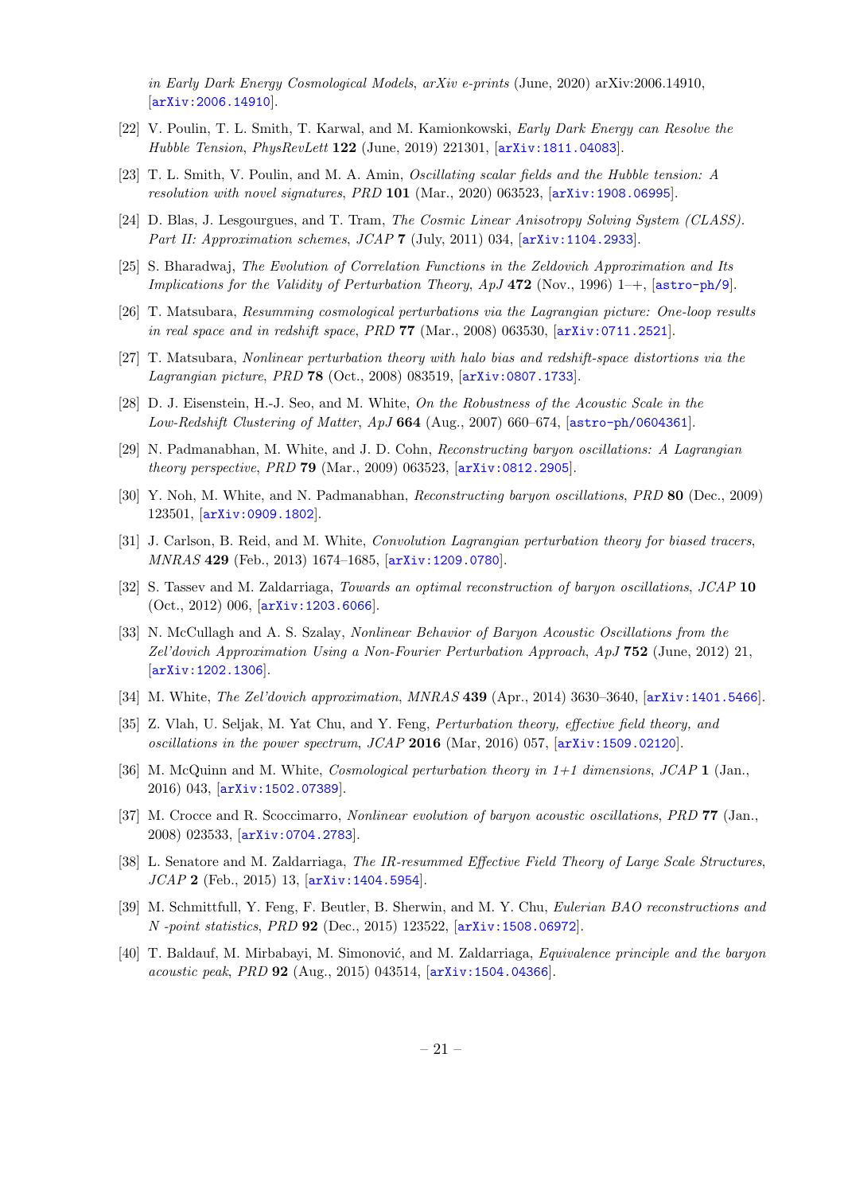*in Early Dark Energy Cosmological Models*, *arXiv e-prints* (June, 2020) arXiv:2006.14910, [arXiv:2006.14910].

[22] V. Poulin, T. L. Smith, T. Karwal, and M. Kamionkowski, *Early Dark Energy can Resolve the Hubble Tension*, *PhysRevLett* **122** (June, 2019) 221301, [arXiv:1811.04083].

[23] T. L. Smith, V. Poulin, and M. A. Amin, *Oscillating scalar fields and the Hubble tension: A resolution with novel signatures*, *PRD* **101** (Mar., 2020) 063523, [arXiv:1908.06995].

[24] D. Blas, J. Lesgourgues, and T. Tram, *The Cosmic Linear Anisotropy Solving System (CLASS). Part II: Approximation schemes*, *JCAP* **7** (July, 2011) 034, [arXiv:1104.2933].

[25] S. Bharadwaj, *The Evolution of Correlation Functions in the Zeldovich Approximation and Its Implications for the Validity of Perturbation Theory*, *ApJ* **472** (Nov., 1996) 1–+, [astro-ph/9].

[26] T. Matsubara, *Resumming cosmological perturbations via the Lagrangian picture: One-loop results in real space and in redshift space*, *PRD* **77** (Mar., 2008) 063530, [arXiv:0711.2521].

[27] T. Matsubara, *Nonlinear perturbation theory with halo bias and redshift-space distortions via the Lagrangian picture*, *PRD* **78** (Oct., 2008) 083519, [arXiv:0807.1733].

[28] D. J. Eisenstein, H.-J. Seo, and M. White, *On the Robustness of the Acoustic Scale in the Low-Redshift Clustering of Matter*, *ApJ* **664** (Aug., 2007) 660–674, [astro-ph/0604361].

[29] N. Padmanabhan, M. White, and J. D. Cohn, *Reconstructing baryon oscillations: A Lagrangian theory perspective*, *PRD* **79** (Mar., 2009) 063523, [arXiv:0812.2905].

[30] Y. Noh, M. White, and N. Padmanabhan, *Reconstructing baryon oscillations*, *PRD* **80** (Dec., 2009) 123501, [arXiv:0909.1802].

[31] J. Carlson, B. Reid, and M. White, *Convolution Lagrangian perturbation theory for biased tracers*, *MNRAS* **429** (Feb., 2013) 1674–1685, [arXiv:1209.0780].

[32] S. Tassev and M. Zaldarriaga, *Towards an optimal reconstruction of baryon oscillations*, *JCAP* **10** (Oct., 2012) 006, [arXiv:1203.6066].

[33] N. McCullagh and A. S. Szalay, *Nonlinear Behavior of Baryon Acoustic Oscillations from the Zel'dovich Approximation Using a Non-Fourier Perturbation Approach*, *ApJ* **752** (June, 2012) 21, [arXiv:1202.1306].

[34] M. White, *The Zel'dovich approximation*, *MNRAS* **439** (Apr., 2014) 3630–3640, [arXiv:1401.5466].

[35] Z. Vlah, U. Seljak, M. Yat Chu, and Y. Feng, *Perturbation theory, effective field theory, and oscillations in the power spectrum*, *JCAP* **2016** (Mar, 2016) 057, [arXiv:1509.02120].

[36] M. McQuinn and M. White, *Cosmological perturbation theory in 1+1 dimensions*, *JCAP* **1** (Jan., 2016) 043, [arXiv:1502.07389].

[37] M. Crocce and R. Scoccimarro, *Nonlinear evolution of baryon acoustic oscillations*, *PRD* **77** (Jan., 2008) 023533, [arXiv:0704.2783].

[38] L. Senatore and M. Zaldarriaga, *The IR-resummed Effective Field Theory of Large Scale Structures*, *JCAP* **2** (Feb., 2015) 13, [arXiv:1404.5954].

[39] M. Schmittfull, Y. Feng, F. Beutler, B. Sherwin, and M. Y. Chu, *Eulerian BAO reconstructions and N -point statistics*, *PRD* **92** (Dec., 2015) 123522, [arXiv:1508.06972].

[40] T. Baldauf, M. Mirbabayi, M. Simonović, and M. Zaldarriaga, *Equivalence principle and the baryon acoustic peak*, *PRD* **92** (Aug., 2015) 043514, [arXiv:1504.04366].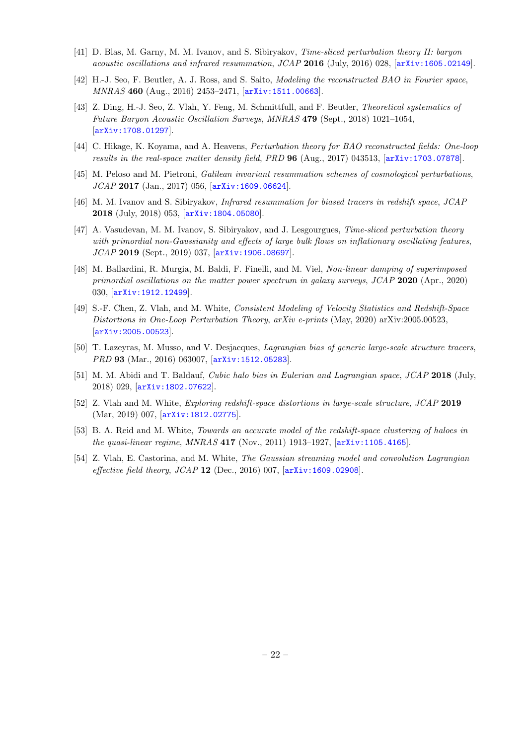[41] D. Blas, M. Garny, M. M. Ivanov, and S. Sibiryakov, *Time-sliced perturbation theory II: baryon acoustic oscillations and infrared resummation*, *JCAP* **2016** (July, 2016) 028, [arXiv:1605.02149].

[42] H.-J. Seo, F. Beutler, A. J. Ross, and S. Saito, *Modeling the reconstructed BAO in Fourier space*, *MNRAS* **460** (Aug., 2016) 2453–2471, [arXiv:1511.00663].

[43] Z. Ding, H.-J. Seo, Z. Vlah, Y. Feng, M. Schmittfull, and F. Beutler, *Theoretical systematics of Future Baryon Acoustic Oscillation Surveys*, *MNRAS* **479** (Sept., 2018) 1021–1054, [arXiv:1708.01297].

[44] C. Hikage, K. Koyama, and A. Heavens, *Perturbation theory for BAO reconstructed fields: One-loop results in the real-space matter density field*, *PRD* **96** (Aug., 2017) 043513, [arXiv:1703.07878].

[45] M. Peloso and M. Pietroni, *Galilean invariant resummation schemes of cosmological perturbations*, *JCAP* **2017** (Jan., 2017) 056, [arXiv:1609.06624].

[46] M. M. Ivanov and S. Sibiryakov, *Infrared resummation for biased tracers in redshift space*, *JCAP* **2018** (July, 2018) 053, [arXiv:1804.05080].

[47] A. Vasudevan, M. M. Ivanov, S. Sibiryakov, and J. Lesgourgues, *Time-sliced perturbation theory with primordial non-Gaussianity and effects of large bulk flows on inflationary oscillating features*, *JCAP* **2019** (Sept., 2019) 037, [arXiv:1906.08697].

[48] M. Ballardini, R. Murgia, M. Baldi, F. Finelli, and M. Viel, *Non-linear damping of superimposed primordial oscillations on the matter power spectrum in galaxy surveys*, *JCAP* **2020** (Apr., 2020) 030, [arXiv:1912.12499].

[49] S.-F. Chen, Z. Vlah, and M. White, *Consistent Modeling of Velocity Statistics and Redshift-Space Distortions in One-Loop Perturbation Theory*, *arXiv e-prints* (May, 2020) arXiv:2005.00523, [arXiv:2005.00523].

[50] T. Lazeyras, M. Musso, and V. Desjacques, *Lagrangian bias of generic large-scale structure tracers*, *PRD* **93** (Mar., 2016) 063007, [arXiv:1512.05283].

[51] M. M. Abidi and T. Baldauf, *Cubic halo bias in Eulerian and Lagrangian space*, *JCAP* **2018** (July, 2018) 029, [arXiv:1802.07622].

[52] Z. Vlah and M. White, *Exploring redshift-space distortions in large-scale structure*, *JCAP* **2019** (Mar, 2019) 007, [arXiv:1812.02775].

[53] B. A. Reid and M. White, *Towards an accurate model of the redshift-space clustering of haloes in the quasi-linear regime*, *MNRAS* **417** (Nov., 2011) 1913–1927, [arXiv:1105.4165].

[54] Z. Vlah, E. Castorina, and M. White, *The Gaussian streaming model and convolution Lagrangian effective field theory*, *JCAP* **12** (Dec., 2016) 007, [arXiv:1609.02908].